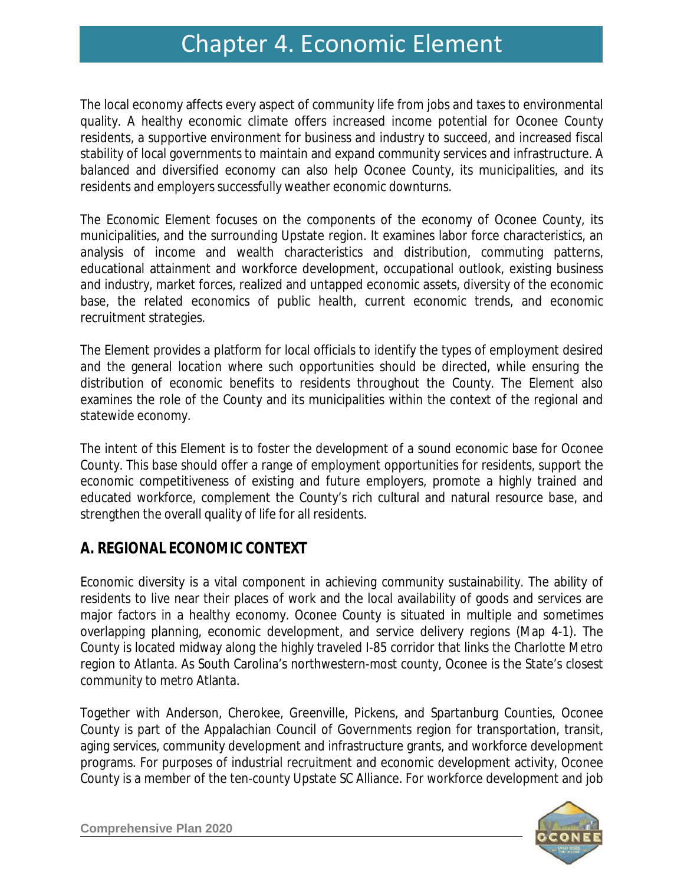# Chapter 4. Economic Element

The local economy affects every aspect of community life from jobs and taxes to environmental quality. A healthy economic climate offers increased income potential for Oconee County residents, a supportive environment for business and industry to succeed, and increased fiscal stability of local governments to maintain and expand community services and infrastructure. A balanced and diversified economy can also help Oconee County, its municipalities, and its residents and employers successfully weather economic downturns.

The Economic Element focuses on the components of the economy of Oconee County, its municipalities, and the surrounding Upstate region. It examines labor force characteristics, an analysis of income and wealth characteristics and distribution, commuting patterns, educational attainment and workforce development, occupational outlook, existing business and industry, market forces, realized and untapped economic assets, diversity of the economic base, the related economics of public health, current economic trends, and economic recruitment strategies.

The Element provides a platform for local officials to identify the types of employment desired and the general location where such opportunities should be directed, while ensuring the distribution of economic benefits to residents throughout the County. The Element also examines the role of the County and its municipalities within the context of the regional and statewide economy.

The intent of this Element is to foster the development of a sound economic base for Oconee County. This base should offer a range of employment opportunities for residents, support the economic competitiveness of existing and future employers, promote a highly trained and educated workforce, complement the County's rich cultural and natural resource base, and strengthen the overall quality of life for all residents.

## A. REGIONAL ECONOMIC CONTEXT

Economic diversity is a vital component in achieving community sustainability. The ability of residents to live near their places of work and the local availability of goods and services are major factors in a healthy economy. Oconee County is situated in multiple and sometimes overlapping planning, economic development, and service delivery regions (Map 4-1). The County is located midway along the highly traveled I-85 corridor that links the Charlotte Metro region to Atlanta. As South Carolina's northwestern-most county, Oconee is the State's closest community to metro Atlanta.

Together with Anderson, Cherokee, Greenville, Pickens, and Spartanburg Counties, Oconee County is part of the Appalachian Council of Governments region for transportation, transit, aging services, community development and infrastructure grants, and workforce development programs. For purposes of industrial recruitment and economic development activity, Oconee County is a member of the ten-county Upstate SC Alliance. For workforce development and job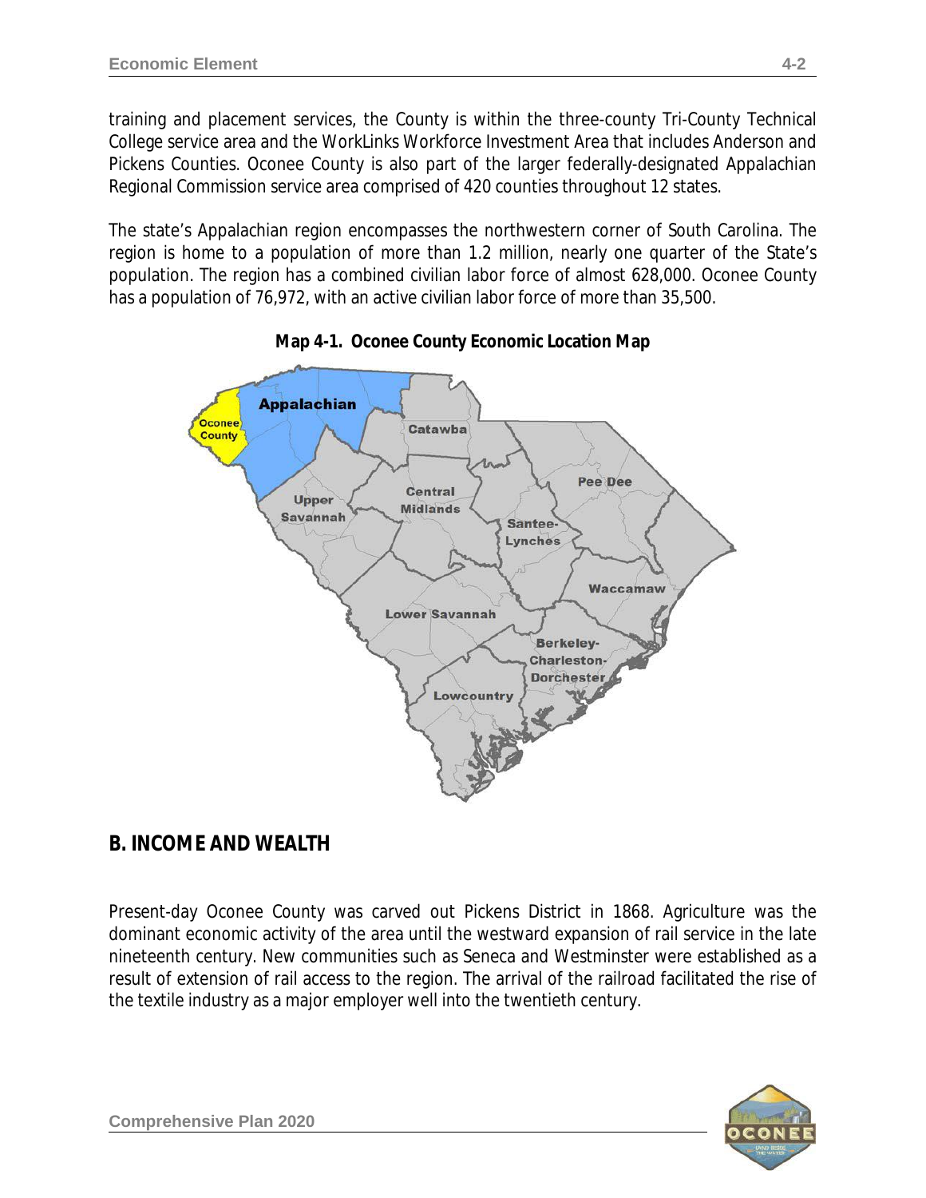training and placement services, the County is within the three-county Tri-County Technical College service area and the WorkLinks Workforce Investment Area that includes Anderson and Pickens Counties. Oconee County is also part of the larger federally-designated Appalachian Regional Commission service area comprised of 420 counties throughout 12 states.

The state's Appalachian region encompasses the northwestern corner of South Carolina. The region is home to a population of more than 1.2 million, nearly one quarter of the State's population. The region has a combined civilian labor force of almost 628,000. Oconee County has a population of 76,972, with an active civilian labor force of more than 35,500.

**Map 4-1. Oconee County Economic Location Map**

Oconee County
Appalachian
Catawba
Upper Savannah
Central Midlands
Pee Dee
Santee-Lynches
Waccamaw
Lower Savannah
Berkeley-Charleston-Dorchester
Lowcountry

## B. INCOME AND WEALTH

Present-day Oconee County was carved out Pickens District in 1868. Agriculture was the dominant economic activity of the area until the westward expansion of rail service in the late nineteenth century. New communities such as Seneca and Westminster were established as a result of extension of rail access to the region. The arrival of the railroad facilitated the rise of the textile industry as a major employer well into the twentieth century.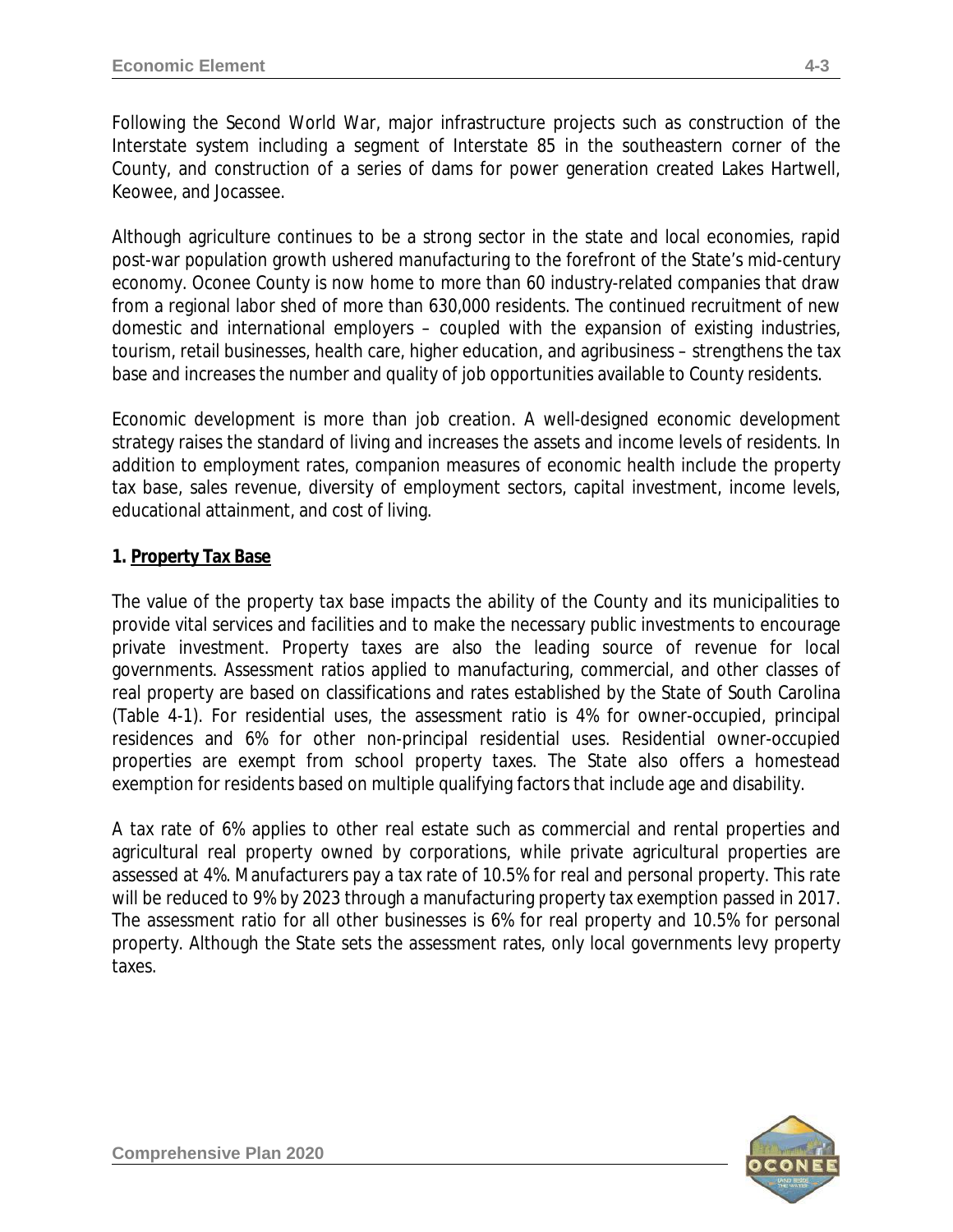Following the Second World War, major infrastructure projects such as construction of the Interstate system including a segment of Interstate 85 in the southeastern corner of the County, and construction of a series of dams for power generation created Lakes Hartwell, Keowee, and Jocassee.

Although agriculture continues to be a strong sector in the state and local economies, rapid post-war population growth ushered manufacturing to the forefront of the State's mid-century economy. Oconee County is now home to more than 60 industry-related companies that draw from a regional labor shed of more than 630,000 residents. The continued recruitment of new domestic and international employers – coupled with the expansion of existing industries, tourism, retail businesses, health care, higher education, and agribusiness – strengthens the tax base and increases the number and quality of job opportunities available to County residents.

Economic development is more than job creation. A well-designed economic development strategy raises the standard of living and increases the assets and income levels of residents. In addition to employment rates, companion measures of economic health include the property tax base, sales revenue, diversity of employment sectors, capital investment, income levels, educational attainment, and cost of living.

## 1. Property Tax Base

The value of the property tax base impacts the ability of the County and its municipalities to provide vital services and facilities and to make the necessary public investments to encourage private investment. Property taxes are also the leading source of revenue for local governments. Assessment ratios applied to manufacturing, commercial, and other classes of real property are based on classifications and rates established by the State of South Carolina (Table 4-1). For residential uses, the assessment ratio is 4% for owner-occupied, principal residences and 6% for other non-principal residential uses. Residential owner-occupied properties are exempt from school property taxes. The State also offers a homestead exemption for residents based on multiple qualifying factors that include age and disability.

A tax rate of 6% applies to other real estate such as commercial and rental properties and agricultural real property owned by corporations, while private agricultural properties are assessed at 4%. Manufacturers pay a tax rate of 10.5% for real and personal property. This rate will be reduced to 9% by 2023 through a manufacturing property tax exemption passed in 2017. The assessment ratio for all other businesses is 6% for real property and 10.5% for personal property. Although the State sets the assessment rates, only local governments levy property taxes.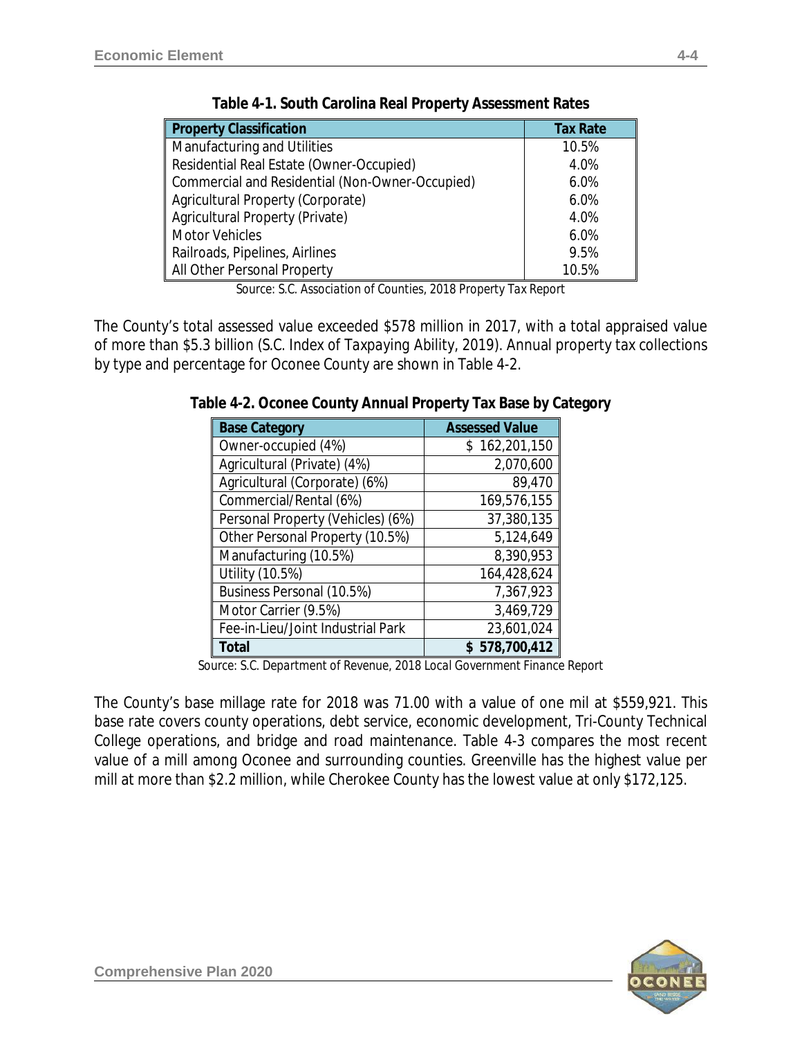**Table 4-1. South Carolina Real Property Assessment Rates**

| Property Classification | Tax Rate |
|---|---|
| Manufacturing and Utilities | 10.5% |
| Residential Real Estate (Owner-Occupied) | 4.0% |
| Commercial and Residential (Non-Owner-Occupied) | 6.0% |
| Agricultural Property (Corporate) | 6.0% |
| Agricultural Property (Private) | 4.0% |
| Motor Vehicles | 6.0% |
| Railroads, Pipelines, Airlines | 9.5% |
| All Other Personal Property | 10.5% |

*Source: S.C. Association of Counties, 2018 Property Tax Report*

The County's total assessed value exceeded $578 million in 2017, with a total appraised value of more than $5.3 billion (S.C. Index of Taxpaying Ability, 2019). Annual property tax collections by type and percentage for Oconee County are shown in Table 4-2.

**Table 4-2. Oconee County Annual Property Tax Base by Category**

| Base Category | Assessed Value |
|---|---|
| Owner-occupied (4%) | $ 162,201,150 |
| Agricultural (Private) (4%) | 2,070,600 |
| Agricultural (Corporate) (6%) | 89,470 |
| Commercial/Rental (6%) | 169,576,155 |
| Personal Property (Vehicles) (6%) | 37,380,135 |
| Other Personal Property (10.5%) | 5,124,649 |
| Manufacturing (10.5%) | 8,390,953 |
| Utility (10.5%) | 164,428,624 |
| Business Personal (10.5%) | 7,367,923 |
| Motor Carrier (9.5%) | 3,469,729 |
| Fee-in-Lieu/Joint Industrial Park | 23,601,024 |
| **Total** | **$ 578,700,412** |

*Source: S.C. Department of Revenue, 2018 Local Government Finance Report*

The County's base millage rate for 2018 was 71.00 with a value of one mil at $559,921. This base rate covers county operations, debt service, economic development, Tri-County Technical College operations, and bridge and road maintenance. Table 4-3 compares the most recent value of a mill among Oconee and surrounding counties. Greenville has the highest value per mill at more than $2.2 million, while Cherokee County has the lowest value at only $172,125.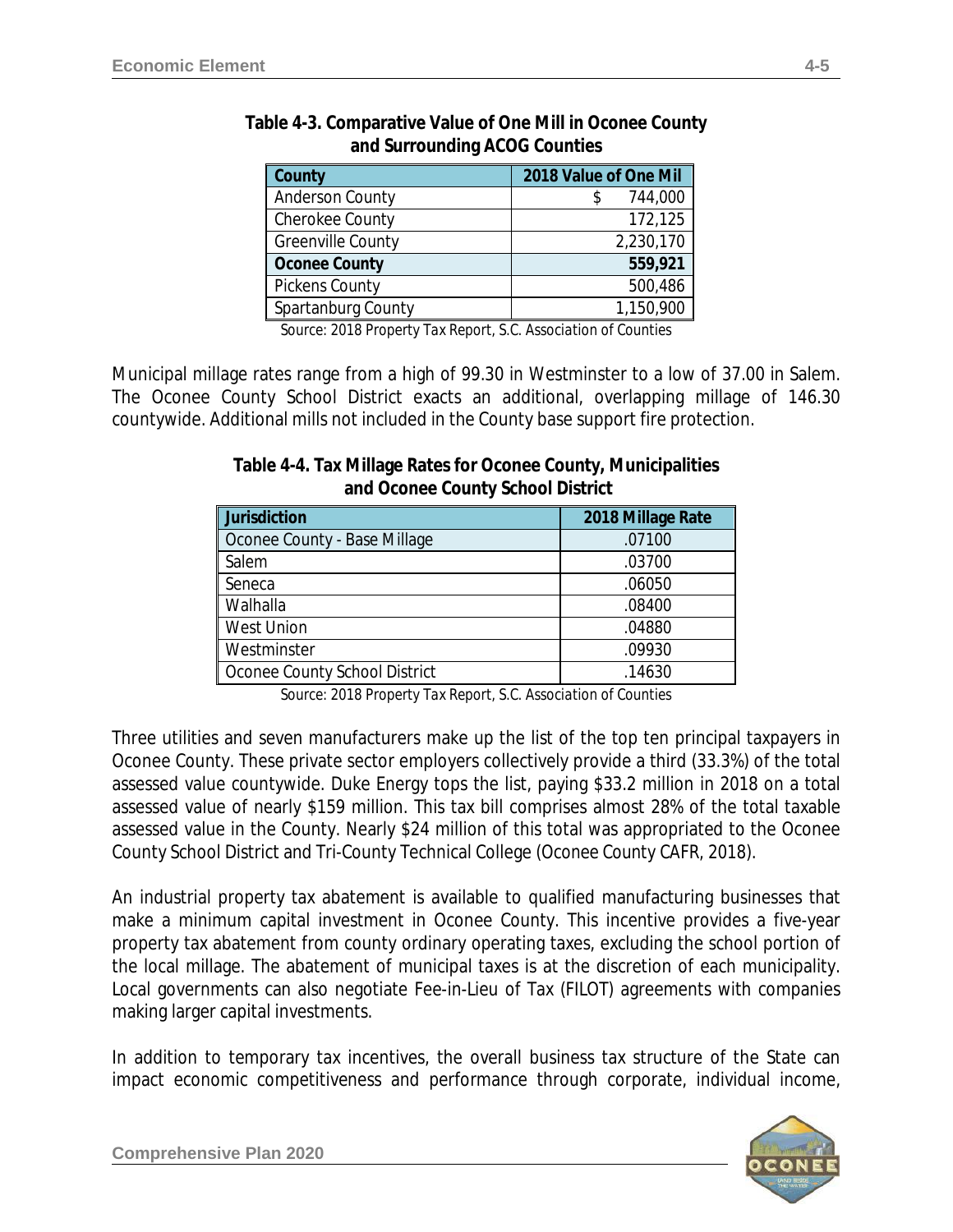**Table 4-3. Comparative Value of One Mill in Oconee County and Surrounding ACOG Counties**

| County | 2018 Value of One Mil |
|---|---|
| Anderson County | $ 744,000 |
| Cherokee County | 172,125 |
| Greenville County | 2,230,170 |
| **Oconee County** | **559,921** |
| Pickens County | 500,486 |
| Spartanburg County | 1,150,900 |

Source: 2018 Property Tax Report, S.C. Association of Counties

Municipal millage rates range from a high of 99.30 in Westminster to a low of 37.00 in Salem. The Oconee County School District exacts an additional, overlapping millage of 146.30 countywide. Additional mills not included in the County base support fire protection.

**Table 4-4. Tax Millage Rates for Oconee County, Municipalities and Oconee County School District**

| Jurisdiction | 2018 Millage Rate |
|---|---|
| Oconee County - Base Millage | .07100 |
| Salem | .03700 |
| Seneca | .06050 |
| Walhalla | .08400 |
| West Union | .04880 |
| Westminster | .09930 |
| Oconee County School District | .14630 |

Source: 2018 Property Tax Report, S.C. Association of Counties

Three utilities and seven manufacturers make up the list of the top ten principal taxpayers in Oconee County. These private sector employers collectively provide a third (33.3%) of the total assessed value countywide. Duke Energy tops the list, paying $33.2 million in 2018 on a total assessed value of nearly $159 million. This tax bill comprises almost 28% of the total taxable assessed value in the County. Nearly $24 million of this total was appropriated to the Oconee County School District and Tri-County Technical College (Oconee County CAFR, 2018).

An industrial property tax abatement is available to qualified manufacturing businesses that make a minimum capital investment in Oconee County. This incentive provides a five-year property tax abatement from county ordinary operating taxes, excluding the school portion of the local millage. The abatement of municipal taxes is at the discretion of each municipality. Local governments can also negotiate Fee-in-Lieu of Tax (FILOT) agreements with companies making larger capital investments.

In addition to temporary tax incentives, the overall business tax structure of the State can impact economic competitiveness and performance through corporate, individual income,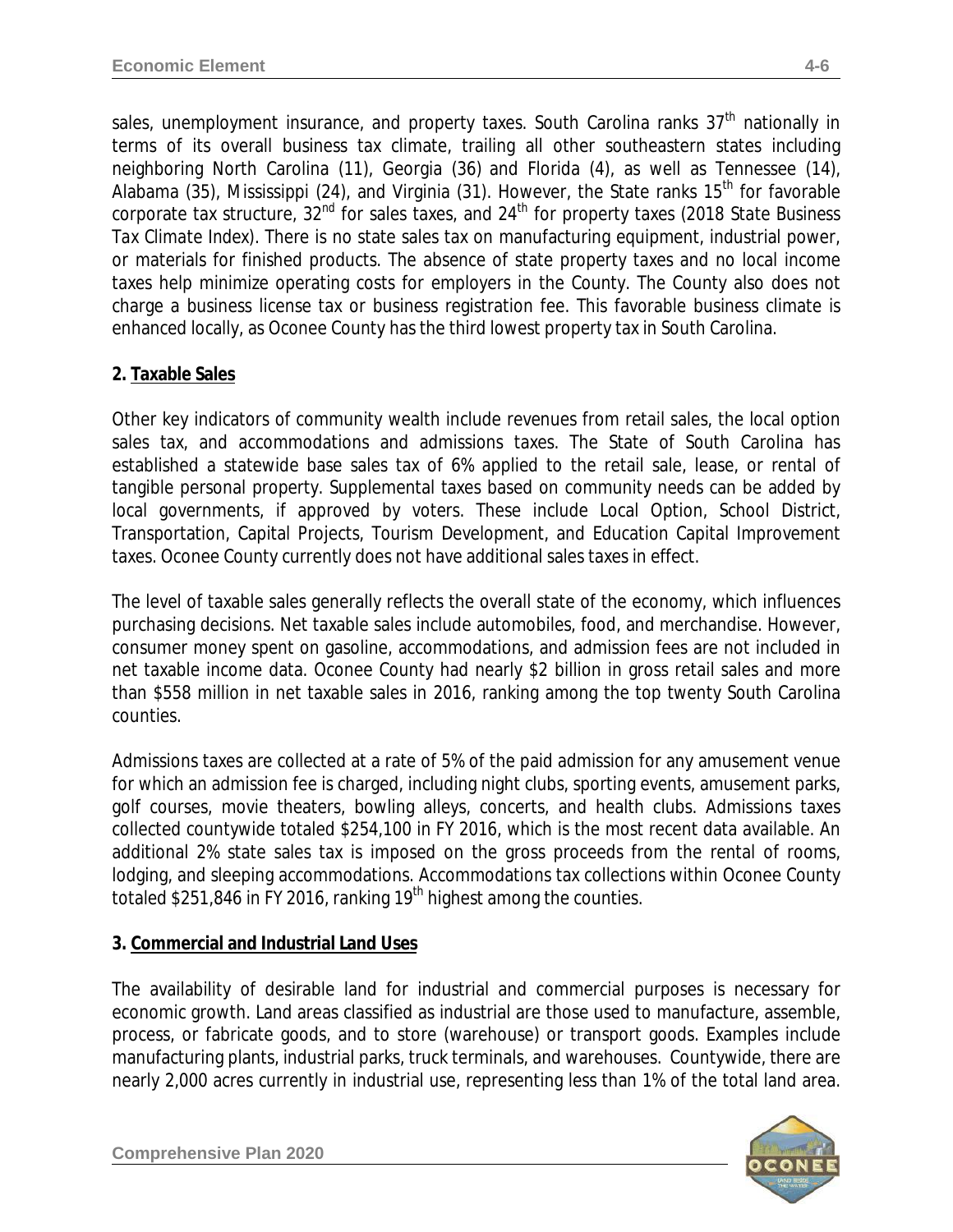sales, unemployment insurance, and property taxes. South Carolina ranks 37th nationally in terms of its overall business tax climate, trailing all other southeastern states including neighboring North Carolina (11), Georgia (36) and Florida (4), as well as Tennessee (14), Alabama (35), Mississippi (24), and Virginia (31). However, the State ranks 15th for favorable corporate tax structure, 32nd for sales taxes, and 24th for property taxes (2018 State Business Tax Climate Index). There is no state sales tax on manufacturing equipment, industrial power, or materials for finished products. The absence of state property taxes and no local income taxes help minimize operating costs for employers in the County. The County also does not charge a business license tax or business registration fee. This favorable business climate is enhanced locally, as Oconee County has the third lowest property tax in South Carolina.

**2. Taxable Sales**

Other key indicators of community wealth include revenues from retail sales, the local option sales tax, and accommodations and admissions taxes. The State of South Carolina has established a statewide base sales tax of 6% applied to the retail sale, lease, or rental of tangible personal property. Supplemental taxes based on community needs can be added by local governments, if approved by voters. These include Local Option, School District, Transportation, Capital Projects, Tourism Development, and Education Capital Improvement taxes. Oconee County currently does not have additional sales taxes in effect.

The level of taxable sales generally reflects the overall state of the economy, which influences purchasing decisions. Net taxable sales include automobiles, food, and merchandise. However, consumer money spent on gasoline, accommodations, and admission fees are not included in net taxable income data. Oconee County had nearly $2 billion in gross retail sales and more than $558 million in net taxable sales in 2016, ranking among the top twenty South Carolina counties.

Admissions taxes are collected at a rate of 5% of the paid admission for any amusement venue for which an admission fee is charged, including night clubs, sporting events, amusement parks, golf courses, movie theaters, bowling alleys, concerts, and health clubs. Admissions taxes collected countywide totaled $254,100 in FY 2016, which is the most recent data available. An additional 2% state sales tax is imposed on the gross proceeds from the rental of rooms, lodging, and sleeping accommodations. Accommodations tax collections within Oconee County totaled $251,846 in FY 2016, ranking 19th highest among the counties.

**3. Commercial and Industrial Land Uses**

The availability of desirable land for industrial and commercial purposes is necessary for economic growth. Land areas classified as industrial are those used to manufacture, assemble, process, or fabricate goods, and to store (warehouse) or transport goods. Examples include manufacturing plants, industrial parks, truck terminals, and warehouses. Countywide, there are nearly 2,000 acres currently in industrial use, representing less than 1% of the total land area.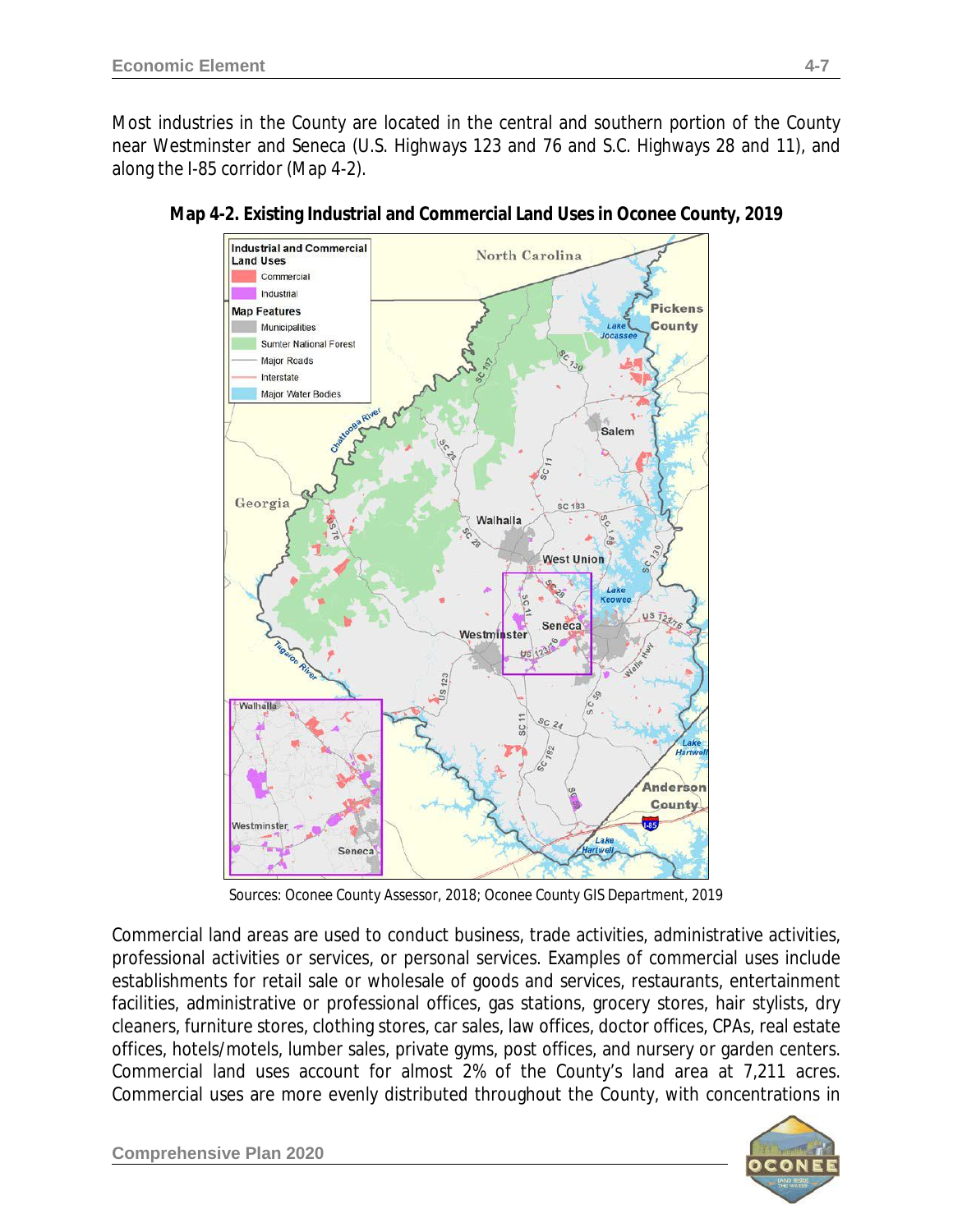Most industries in the County are located in the central and southern portion of the County near Westminster and Seneca (U.S. Highways 123 and 76 and S.C. Highways 28 and 11), and along the I-85 corridor (Map 4-2).

**Map 4-2. Existing Industrial and Commercial Land Uses in Oconee County, 2019**

Industrial and Commercial Land Uses
Commercial
Industrial
Map Features
Municipalities
Sumter National Forest
Major Roads
Interstate
Major Water Bodies

North Carolina
Pickens County
Georgia
Anderson County
Lake Jocassee
Lake Keowee
Lake Hartwell
Chattooga River
Tugaloo River
Salem
Walhalla
West Union
Seneca
Westminster
SC 107
SC 130
SC 28
SC 11
SC 183
SC 188
US 76
US 123/76
Wells Hwy
US 123
SC 24
SC 59
SC 182
SC 243
I-85

Sources: Oconee County Assessor, 2018; Oconee County GIS Department, 2019

Commercial land areas are used to conduct business, trade activities, administrative activities, professional activities or services, or personal services. Examples of commercial uses include establishments for retail sale or wholesale of goods and services, restaurants, entertainment facilities, administrative or professional offices, gas stations, grocery stores, hair stylists, dry cleaners, furniture stores, clothing stores, car sales, law offices, doctor offices, CPAs, real estate offices, hotels/motels, lumber sales, private gyms, post offices, and nursery or garden centers. Commercial land uses account for almost 2% of the County's land area at 7,211 acres. Commercial uses are more evenly distributed throughout the County, with concentrations in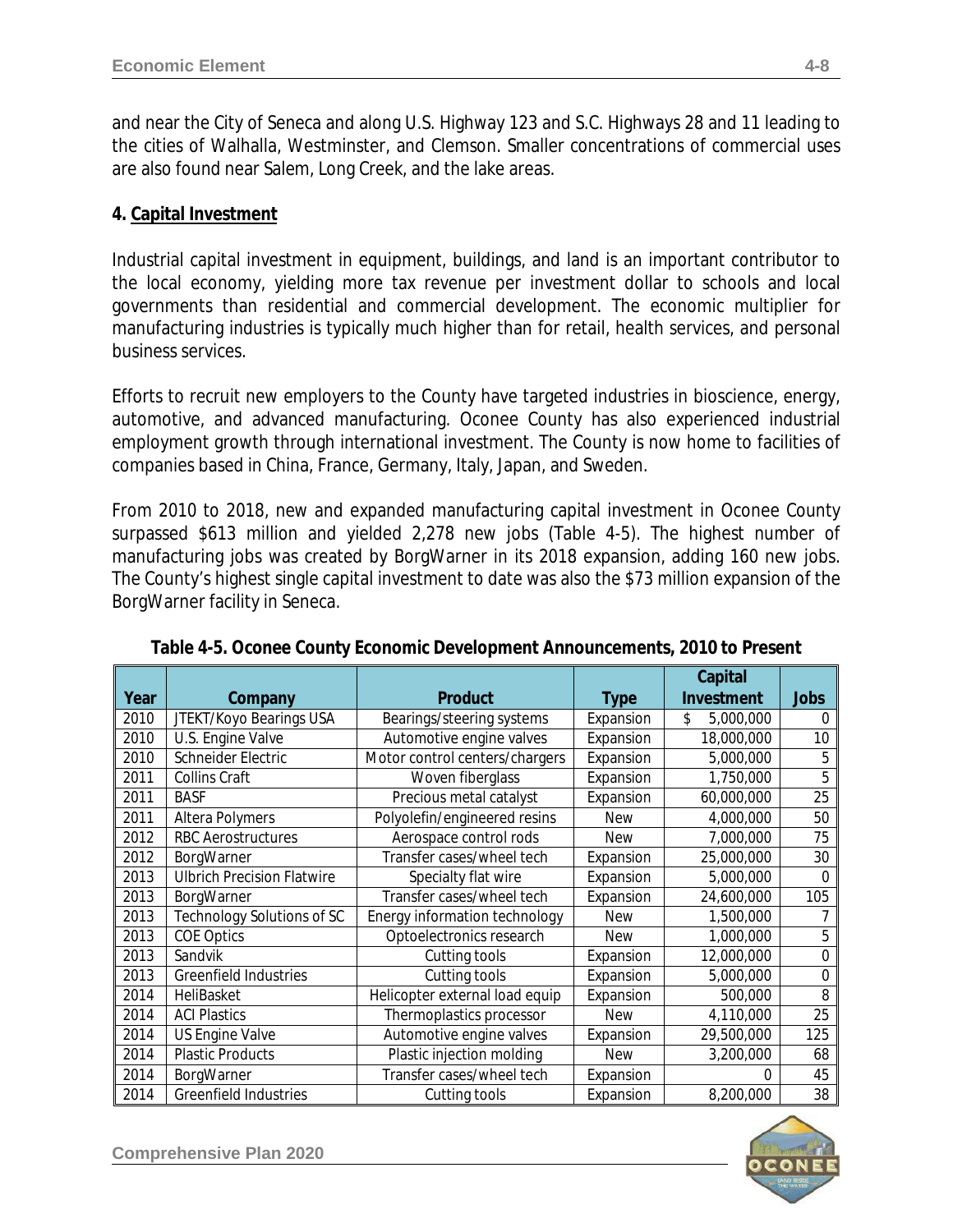and near the City of Seneca and along U.S. Highway 123 and S.C. Highways 28 and 11 leading to the cities of Walhalla, Westminster, and Clemson. Smaller concentrations of commercial uses are also found near Salem, Long Creek, and the lake areas.

**4. Capital Investment**

Industrial capital investment in equipment, buildings, and land is an important contributor to the local economy, yielding more tax revenue per investment dollar to schools and local governments than residential and commercial development. The economic multiplier for manufacturing industries is typically much higher than for retail, health services, and personal business services.

Efforts to recruit new employers to the County have targeted industries in bioscience, energy, automotive, and advanced manufacturing. Oconee County has also experienced industrial employment growth through international investment. The County is now home to facilities of companies based in China, France, Germany, Italy, Japan, and Sweden.

From 2010 to 2018, new and expanded manufacturing capital investment in Oconee County surpassed $613 million and yielded 2,278 new jobs (Table 4-5). The highest number of manufacturing jobs was created by BorgWarner in its 2018 expansion, adding 160 new jobs. The County's highest single capital investment to date was also the $73 million expansion of the BorgWarner facility in Seneca.

**Table 4-5. Oconee County Economic Development Announcements, 2010 to Present**

| Year | Company | Product | Type | Capital Investment | Jobs |
|---|---|---|---|---|---|
| 2010 | JTEKT/Koyo Bearings USA | Bearings/steering systems | Expansion | $ 5,000,000 | 0 |
| 2010 | U.S. Engine Valve | Automotive engine valves | Expansion | 18,000,000 | 10 |
| 2010 | Schneider Electric | Motor control centers/chargers | Expansion | 5,000,000 | 5 |
| 2011 | Collins Craft | Woven fiberglass | Expansion | 1,750,000 | 5 |
| 2011 | BASF | Precious metal catalyst | Expansion | 60,000,000 | 25 |
| 2011 | Altera Polymers | Polyolefin/engineered resins | New | 4,000,000 | 50 |
| 2012 | RBC Aerostructures | Aerospace control rods | New | 7,000,000 | 75 |
| 2012 | BorgWarner | Transfer cases/wheel tech | Expansion | 25,000,000 | 30 |
| 2013 | Ulbrich Precision Flatwire | Specialty flat wire | Expansion | 5,000,000 | 0 |
| 2013 | BorgWarner | Transfer cases/wheel tech | Expansion | 24,600,000 | 105 |
| 2013 | Technology Solutions of SC | Energy information technology | New | 1,500,000 | 7 |
| 2013 | COE Optics | Optoelectronics research | New | 1,000,000 | 5 |
| 2013 | Sandvik | Cutting tools | Expansion | 12,000,000 | 0 |
| 2013 | Greenfield Industries | Cutting tools | Expansion | 5,000,000 | 0 |
| 2014 | HeliBasket | Helicopter external load equip | Expansion | 500,000 | 8 |
| 2014 | ACI Plastics | Thermoplastics processor | New | 4,110,000 | 25 |
| 2014 | US Engine Valve | Automotive engine valves | Expansion | 29,500,000 | 125 |
| 2014 | Plastic Products | Plastic injection molding | New | 3,200,000 | 68 |
| 2014 | BorgWarner | Transfer cases/wheel tech | Expansion | 0 | 45 |
| 2014 | Greenfield Industries | Cutting tools | Expansion | 8,200,000 | 38 |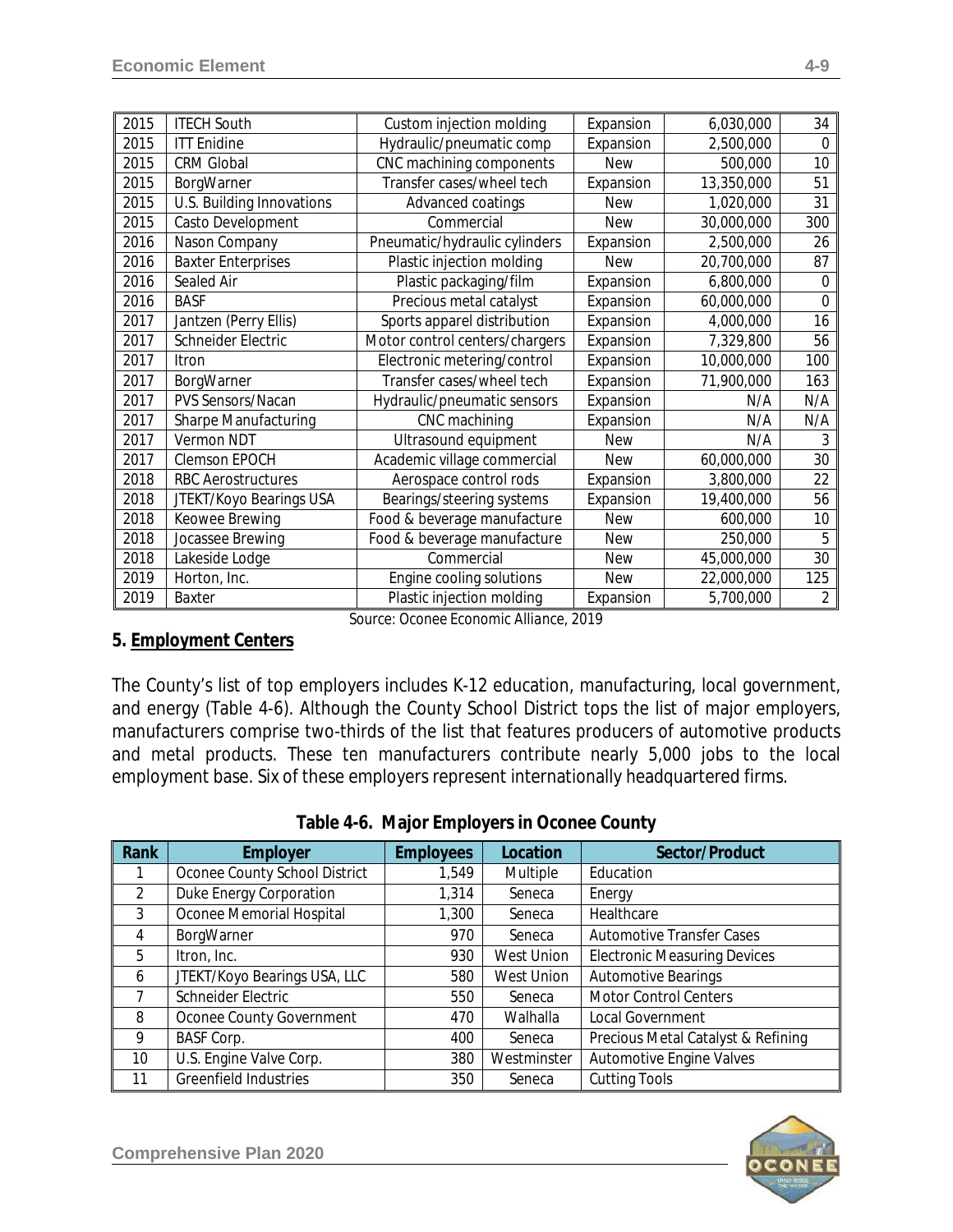| | | | | | |
|---|---|---|---|---|---|
| 2015 | ITECH South | Custom injection molding | Expansion | 6,030,000 | 34 |
| 2015 | ITT Enidine | Hydraulic/pneumatic comp | Expansion | 2,500,000 | 0 |
| 2015 | CRM Global | CNC machining components | New | 500,000 | 10 |
| 2015 | BorgWarner | Transfer cases/wheel tech | Expansion | 13,350,000 | 51 |
| 2015 | U.S. Building Innovations | Advanced coatings | New | 1,020,000 | 31 |
| 2015 | Casto Development | Commercial | New | 30,000,000 | 300 |
| 2016 | Nason Company | Pneumatic/hydraulic cylinders | Expansion | 2,500,000 | 26 |
| 2016 | Baxter Enterprises | Plastic injection molding | New | 20,700,000 | 87 |
| 2016 | Sealed Air | Plastic packaging/film | Expansion | 6,800,000 | 0 |
| 2016 | BASF | Precious metal catalyst | Expansion | 60,000,000 | 0 |
| 2017 | Jantzen (Perry Ellis) | Sports apparel distribution | Expansion | 4,000,000 | 16 |
| 2017 | Schneider Electric | Motor control centers/chargers | Expansion | 7,329,800 | 56 |
| 2017 | Itron | Electronic metering/control | Expansion | 10,000,000 | 100 |
| 2017 | BorgWarner | Transfer cases/wheel tech | Expansion | 71,900,000 | 163 |
| 2017 | PVS Sensors/Nacan | Hydraulic/pneumatic sensors | Expansion | N/A | N/A |
| 2017 | Sharpe Manufacturing | CNC machining | Expansion | N/A | N/A |
| 2017 | Vermon NDT | Ultrasound equipment | New | N/A | 3 |
| 2017 | Clemson EPOCH | Academic village commercial | New | 60,000,000 | 30 |
| 2018 | RBC Aerostructures | Aerospace control rods | Expansion | 3,800,000 | 22 |
| 2018 | JTEKT/Koyo Bearings USA | Bearings/steering systems | Expansion | 19,400,000 | 56 |
| 2018 | Keowee Brewing | Food & beverage manufacture | New | 600,000 | 10 |
| 2018 | Jocassee Brewing | Food & beverage manufacture | New | 250,000 | 5 |
| 2018 | Lakeside Lodge | Commercial | New | 45,000,000 | 30 |
| 2019 | Horton, Inc. | Engine cooling solutions | New | 22,000,000 | 125 |
| 2019 | Baxter | Plastic injection molding | Expansion | 5,700,000 | 2 |

Source: Oconee Economic Alliance, 2019

**5. Employment Centers**

The County's list of top employers includes K-12 education, manufacturing, local government, and energy (Table 4-6). Although the County School District tops the list of major employers, manufacturers comprise two-thirds of the list that features producers of automotive products and metal products. These ten manufacturers contribute nearly 5,000 jobs to the local employment base. Six of these employers represent internationally headquartered firms.

**Table 4-6. Major Employers in Oconee County**

| Rank | Employer | Employees | Location | Sector/Product |
|---|---|---|---|---|
| 1 | Oconee County School District | 1,549 | Multiple | Education |
| 2 | Duke Energy Corporation | 1,314 | Seneca | Energy |
| 3 | Oconee Memorial Hospital | 1,300 | Seneca | Healthcare |
| 4 | BorgWarner | 970 | Seneca | Automotive Transfer Cases |
| 5 | Itron, Inc. | 930 | West Union | Electronic Measuring Devices |
| 6 | JTEKT/Koyo Bearings USA, LLC | 580 | West Union | Automotive Bearings |
| 7 | Schneider Electric | 550 | Seneca | Motor Control Centers |
| 8 | Oconee County Government | 470 | Walhalla | Local Government |
| 9 | BASF Corp. | 400 | Seneca | Precious Metal Catalyst & Refining |
| 10 | U.S. Engine Valve Corp. | 380 | Westminster | Automotive Engine Valves |
| 11 | Greenfield Industries | 350 | Seneca | Cutting Tools |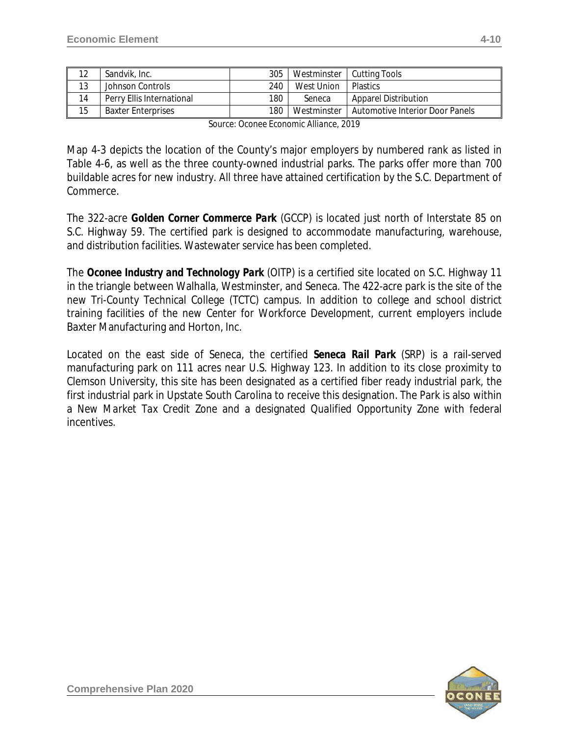| | | | | |
|---|---|---|---|---|
| 12 | Sandvik, Inc. | 305 | Westminster | Cutting Tools |
| 13 | Johnson Controls | 240 | West Union | Plastics |
| 14 | Perry Ellis International | 180 | Seneca | Apparel Distribution |
| 15 | Baxter Enterprises | 180 | Westminster | Automotive Interior Door Panels |

Source: Oconee Economic Alliance, 2019

Map 4-3 depicts the location of the County's major employers by numbered rank as listed in Table 4-6, as well as the three county-owned industrial parks. The parks offer more than 700 buildable acres for new industry. All three have attained certification by the S.C. Department of Commerce.

The 322-acre **Golden Corner Commerce Park** (GCCP) is located just north of Interstate 85 on S.C. Highway 59. The certified park is designed to accommodate manufacturing, warehouse, and distribution facilities. Wastewater service has been completed.

The **Oconee Industry and Technology Park** (OITP) is a certified site located on S.C. Highway 11 in the triangle between Walhalla, Westminster, and Seneca. The 422-acre park is the site of the new Tri-County Technical College (TCTC) campus. In addition to college and school district training facilities of the new Center for Workforce Development, current employers include Baxter Manufacturing and Horton, Inc.

Located on the east side of Seneca, the certified **Seneca Rail Park** (SRP) is a rail-served manufacturing park on 111 acres near U.S. Highway 123. In addition to its close proximity to Clemson University, this site has been designated as a certified fiber ready industrial park, the first industrial park in Upstate South Carolina to receive this designation. The Park is also within a New Market Tax Credit Zone and a designated Qualified Opportunity Zone with federal incentives.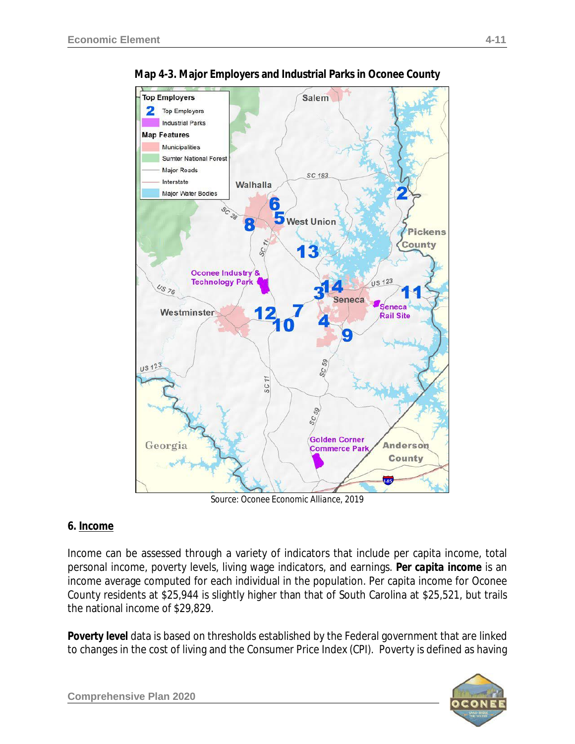**Map 4-3. Major Employers and Industrial Parks in Oconee County**

Top Employers
Top Employers
Industrial Parks
Map Features
Municipalities
Sumter National Forest
Major Roads
Interstate
Major Water Bodies

Salem
Walhalla
West Union
Pickens County
Oconee Industry & Technology Park
Seneca
Seneca Rail Site
Westminster
Georgia
Golden Corner Commerce Park
Anderson County
SC 183
SC 28
SC 11
US 76
US 123
SC 59
I-85
1 2 3 4 5 6 7 8 9 10 11 12 13 14

Source: Oconee Economic Alliance, 2019

### 6. Income

Income can be assessed through a variety of indicators that include per capita income, total personal income, poverty levels, living wage indicators, and earnings. **Per capita income** is an income average computed for each individual in the population. Per capita income for Oconee County residents at $25,944 is slightly higher than that of South Carolina at $25,521, but trails the national income of $29,829.

**Poverty level** data is based on thresholds established by the Federal government that are linked to changes in the cost of living and the Consumer Price Index (CPI). Poverty is defined as having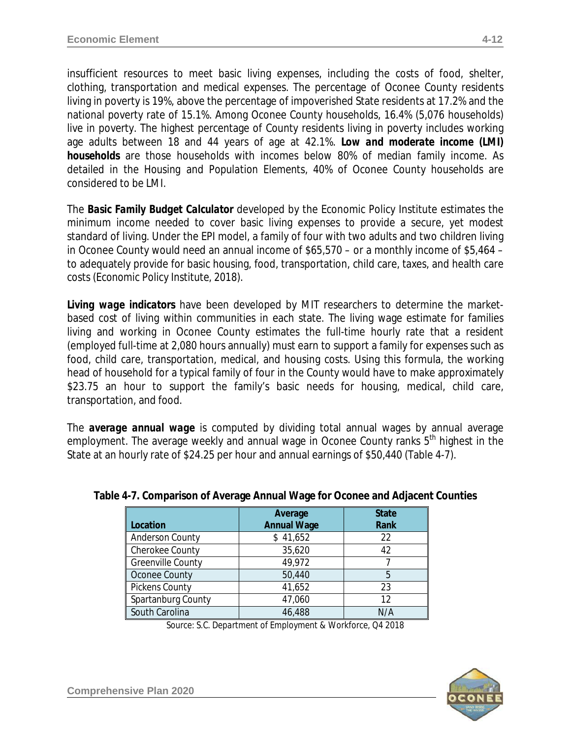insufficient resources to meet basic living expenses, including the costs of food, shelter, clothing, transportation and medical expenses. The percentage of Oconee County residents living in poverty is 19%, above the percentage of impoverished State residents at 17.2% and the national poverty rate of 15.1%. Among Oconee County households, 16.4% (5,076 households) live in poverty. The highest percentage of County residents living in poverty includes working age adults between 18 and 44 years of age at 42.1%. ***Low and moderate income (LMI) households*** are those households with incomes below 80% of median family income. As detailed in the Housing and Population Elements, 40% of Oconee County households are considered to be LMI.

The **Basic Family Budget Calculator** developed by the Economic Policy Institute estimates the minimum income needed to cover basic living expenses to provide a secure, yet modest standard of living. Under the EPI model, a family of four with two adults and two children living in Oconee County would need an annual income of $65,570 – or a monthly income of $5,464 – to adequately provide for basic housing, food, transportation, child care, taxes, and health care costs (Economic Policy Institute, 2018).

**Living wage indicators** have been developed by MIT researchers to determine the market-based cost of living within communities in each state. The living wage estimate for families living and working in Oconee County estimates the full-time hourly rate that a resident (employed full-time at 2,080 hours annually) must earn to support a family for expenses such as food, child care, transportation, medical, and housing costs. Using this formula, the working head of household for a typical family of four in the County would have to make approximately $23.75 an hour to support the family's basic needs for housing, medical, child care, transportation, and food.

The ***average annual wage*** is computed by dividing total annual wages by annual average employment. The average weekly and annual wage in Oconee County ranks 5th highest in the State at an hourly rate of $24.25 per hour and annual earnings of $50,440 (Table 4-7).

**Table 4-7. Comparison of Average Annual Wage for Oconee and Adjacent Counties**

| Location | Average Annual Wage | State Rank |
|---|---|---|
| Anderson County | $ 41,652 | 22 |
| Cherokee County | 35,620 | 42 |
| Greenville County | 49,972 | 7 |
| Oconee County | 50,440 | 5 |
| Pickens County | 41,652 | 23 |
| Spartanburg County | 47,060 | 12 |
| South Carolina | 46,488 | N/A |

Source: S.C. Department of Employment & Workforce, Q4 2018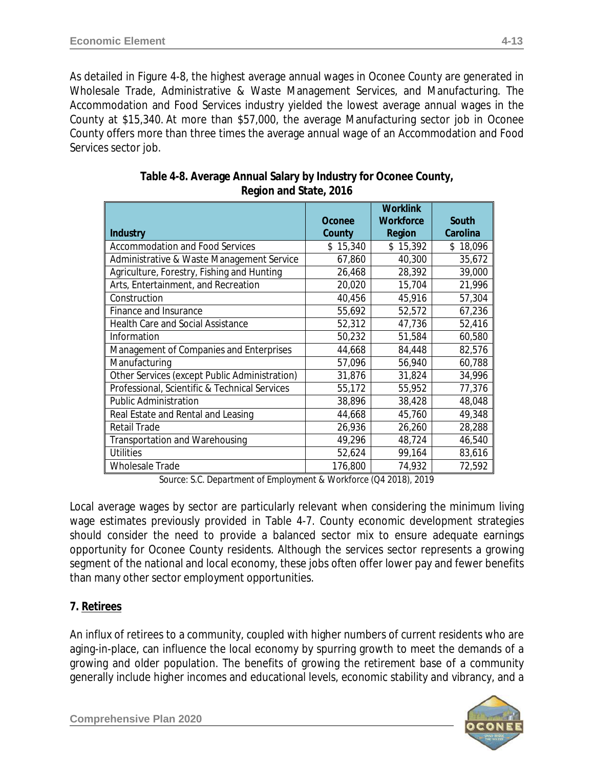As detailed in Figure 4-8, the highest average annual wages in Oconee County are generated in Wholesale Trade, Administrative & Waste Management Services, and Manufacturing. The Accommodation and Food Services industry yielded the lowest average annual wages in the County at $15,340. At more than $57,000, the average Manufacturing sector job in Oconee County offers more than three times the average annual wage of an Accommodation and Food Services sector job.

**Table 4-8. Average Annual Salary by Industry for Oconee County, Region and State, 2016**

| Industry | Oconee County | Worklink Workforce Region | South Carolina |
|---|---|---|---|
| Accommodation and Food Services | $ 15,340 | $ 15,392 | $ 18,096 |
| Administrative & Waste Management Service | 67,860 | 40,300 | 35,672 |
| Agriculture, Forestry, Fishing and Hunting | 26,468 | 28,392 | 39,000 |
| Arts, Entertainment, and Recreation | 20,020 | 15,704 | 21,996 |
| Construction | 40,456 | 45,916 | 57,304 |
| Finance and Insurance | 55,692 | 52,572 | 67,236 |
| Health Care and Social Assistance | 52,312 | 47,736 | 52,416 |
| Information | 50,232 | 51,584 | 60,580 |
| Management of Companies and Enterprises | 44,668 | 84,448 | 82,576 |
| Manufacturing | 57,096 | 56,940 | 60,788 |
| Other Services (except Public Administration) | 31,876 | 31,824 | 34,996 |
| Professional, Scientific & Technical Services | 55,172 | 55,952 | 77,376 |
| Public Administration | 38,896 | 38,428 | 48,048 |
| Real Estate and Rental and Leasing | 44,668 | 45,760 | 49,348 |
| Retail Trade | 26,936 | 26,260 | 28,288 |
| Transportation and Warehousing | 49,296 | 48,724 | 46,540 |
| Utilities | 52,624 | 99,164 | 83,616 |
| Wholesale Trade | 176,800 | 74,932 | 72,592 |

Source: S.C. Department of Employment & Workforce (Q4 2018), 2019

Local average wages by sector are particularly relevant when considering the minimum living wage estimates previously provided in Table 4-7. County economic development strategies should consider the need to provide a balanced sector mix to ensure adequate earnings opportunity for Oconee County residents. Although the services sector represents a growing segment of the national and local economy, these jobs often offer lower pay and fewer benefits than many other sector employment opportunities.

### 7. Retirees

An influx of retirees to a community, coupled with higher numbers of current residents who are aging-in-place, can influence the local economy by spurring growth to meet the demands of a growing and older population. The benefits of growing the retirement base of a community generally include higher incomes and educational levels, economic stability and vibrancy, and a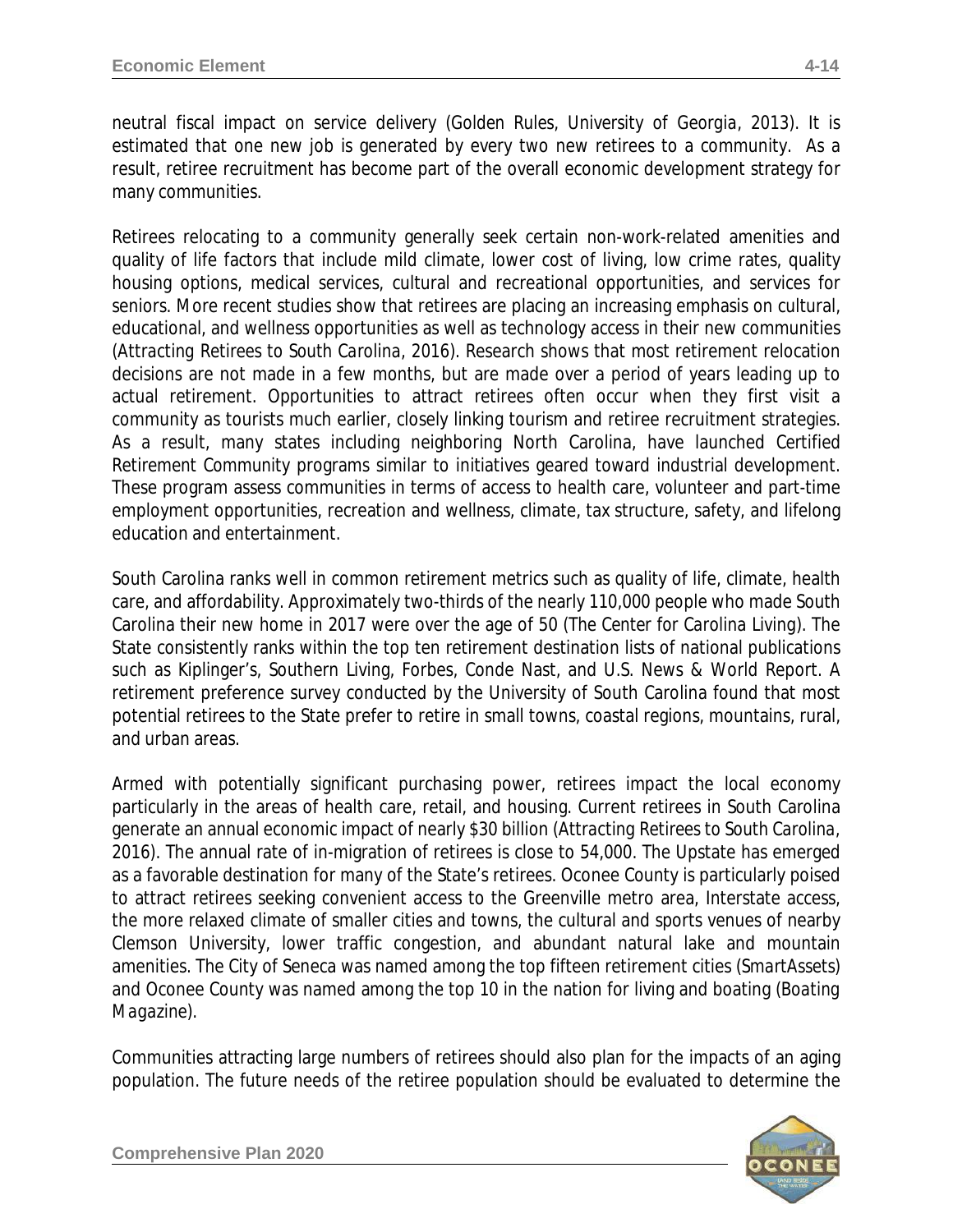neutral fiscal impact on service delivery (Golden Rules, University of Georgia, 2013). It is estimated that one new job is generated by every two new retirees to a community. As a result, retiree recruitment has become part of the overall economic development strategy for many communities.

Retirees relocating to a community generally seek certain non-work-related amenities and quality of life factors that include mild climate, lower cost of living, low crime rates, quality housing options, medical services, cultural and recreational opportunities, and services for seniors. More recent studies show that retirees are placing an increasing emphasis on cultural, educational, and wellness opportunities as well as technology access in their new communities (*Attracting Retirees to South Carolina*, 2016). Research shows that most retirement relocation decisions are not made in a few months, but are made over a period of years leading up to actual retirement. Opportunities to attract retirees often occur when they first visit a community as tourists much earlier, closely linking tourism and retiree recruitment strategies. As a result, many states including neighboring North Carolina, have launched Certified Retirement Community programs similar to initiatives geared toward industrial development. These program assess communities in terms of access to health care, volunteer and part-time employment opportunities, recreation and wellness, climate, tax structure, safety, and lifelong education and entertainment.

South Carolina ranks well in common retirement metrics such as quality of life, climate, health care, and affordability. Approximately two-thirds of the nearly 110,000 people who made South Carolina their new home in 2017 were over the age of 50 (The Center for Carolina Living). The State consistently ranks within the top ten retirement destination lists of national publications such as Kiplinger's, Southern Living, Forbes, Conde Nast, and U.S. News & World Report. A retirement preference survey conducted by the University of South Carolina found that most potential retirees to the State prefer to retire in small towns, coastal regions, mountains, rural, and urban areas.

Armed with potentially significant purchasing power, retirees impact the local economy particularly in the areas of health care, retail, and housing. Current retirees in South Carolina generate an annual economic impact of nearly $30 billion (*Attracting Retirees to South Carolina*, 2016). The annual rate of in-migration of retirees is close to 54,000. The Upstate has emerged as a favorable destination for many of the State's retirees. Oconee County is particularly poised to attract retirees seeking convenient access to the Greenville metro area, Interstate access, the more relaxed climate of smaller cities and towns, the cultural and sports venues of nearby Clemson University, lower traffic congestion, and abundant natural lake and mountain amenities. The City of Seneca was named among the top fifteen retirement cities (*SmartAssets*) and Oconee County was named among the top 10 in the nation for living and boating (*Boating Magazine*).

Communities attracting large numbers of retirees should also plan for the impacts of an aging population. The future needs of the retiree population should be evaluated to determine the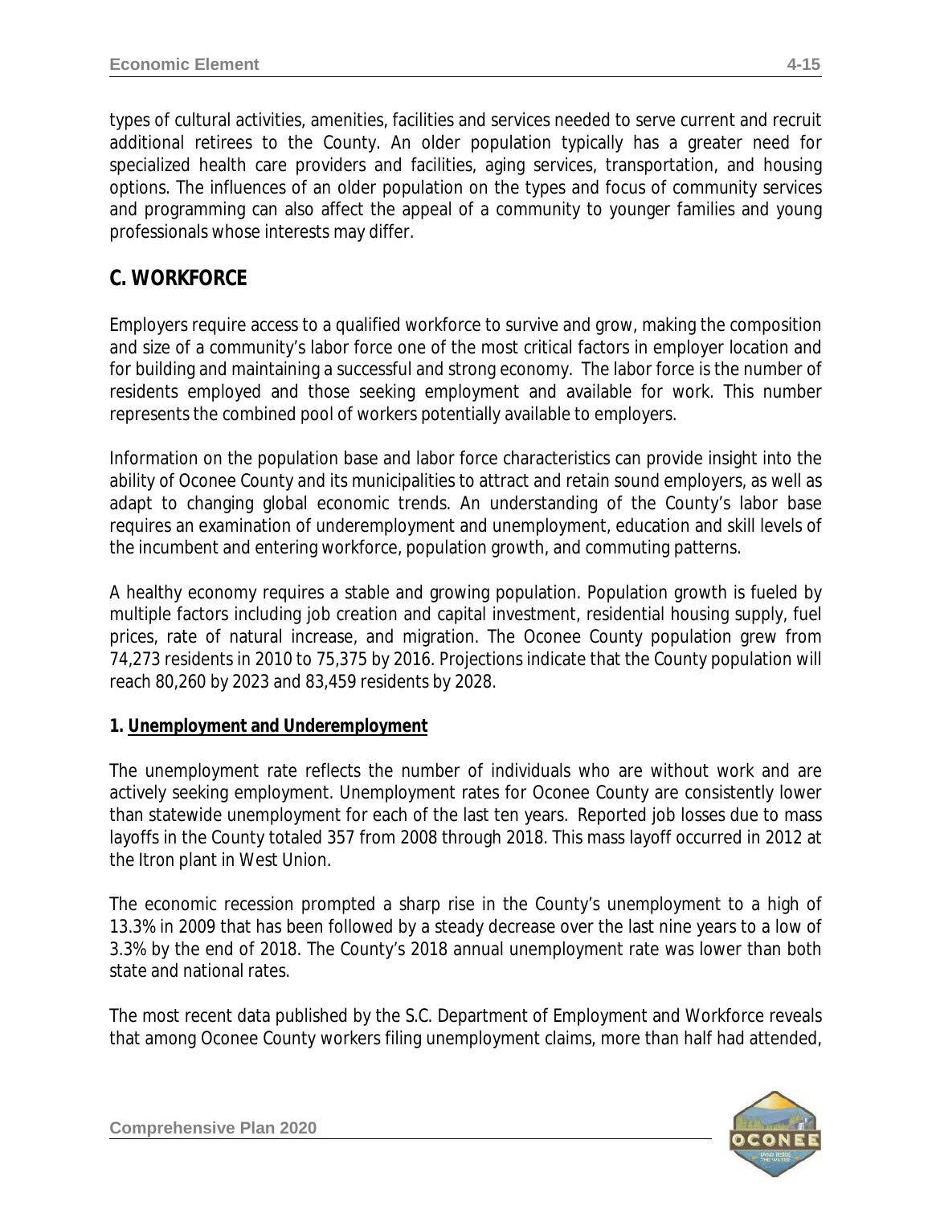types of cultural activities, amenities, facilities and services needed to serve current and recruit additional retirees to the County. An older population typically has a greater need for specialized health care providers and facilities, aging services, transportation, and housing options. The influences of an older population on the types and focus of community services and programming can also affect the appeal of a community to younger families and young professionals whose interests may differ.

## C. WORKFORCE

Employers require access to a qualified workforce to survive and grow, making the composition and size of a community's labor force one of the most critical factors in employer location and for building and maintaining a successful and strong economy. The labor force is the number of residents employed and those seeking employment and available for work. This number represents the combined pool of workers potentially available to employers.

Information on the population base and labor force characteristics can provide insight into the ability of Oconee County and its municipalities to attract and retain sound employers, as well as adapt to changing global economic trends. An understanding of the County's labor base requires an examination of underemployment and unemployment, education and skill levels of the incumbent and entering workforce, population growth, and commuting patterns.

A healthy economy requires a stable and growing population. Population growth is fueled by multiple factors including job creation and capital investment, residential housing supply, fuel prices, rate of natural increase, and migration. The Oconee County population grew from 74,273 residents in 2010 to 75,375 by 2016. Projections indicate that the County population will reach 80,260 by 2023 and 83,459 residents by 2028.

### 1. Unemployment and Underemployment

The unemployment rate reflects the number of individuals who are without work and are actively seeking employment. Unemployment rates for Oconee County are consistently lower than statewide unemployment for each of the last ten years. Reported job losses due to mass layoffs in the County totaled 357 from 2008 through 2018. This mass layoff occurred in 2012 at the Itron plant in West Union.

The economic recession prompted a sharp rise in the County's unemployment to a high of 13.3% in 2009 that has been followed by a steady decrease over the last nine years to a low of 3.3% by the end of 2018. The County's 2018 annual unemployment rate was lower than both state and national rates.

The most recent data published by the S.C. Department of Employment and Workforce reveals that among Oconee County workers filing unemployment claims, more than half had attended,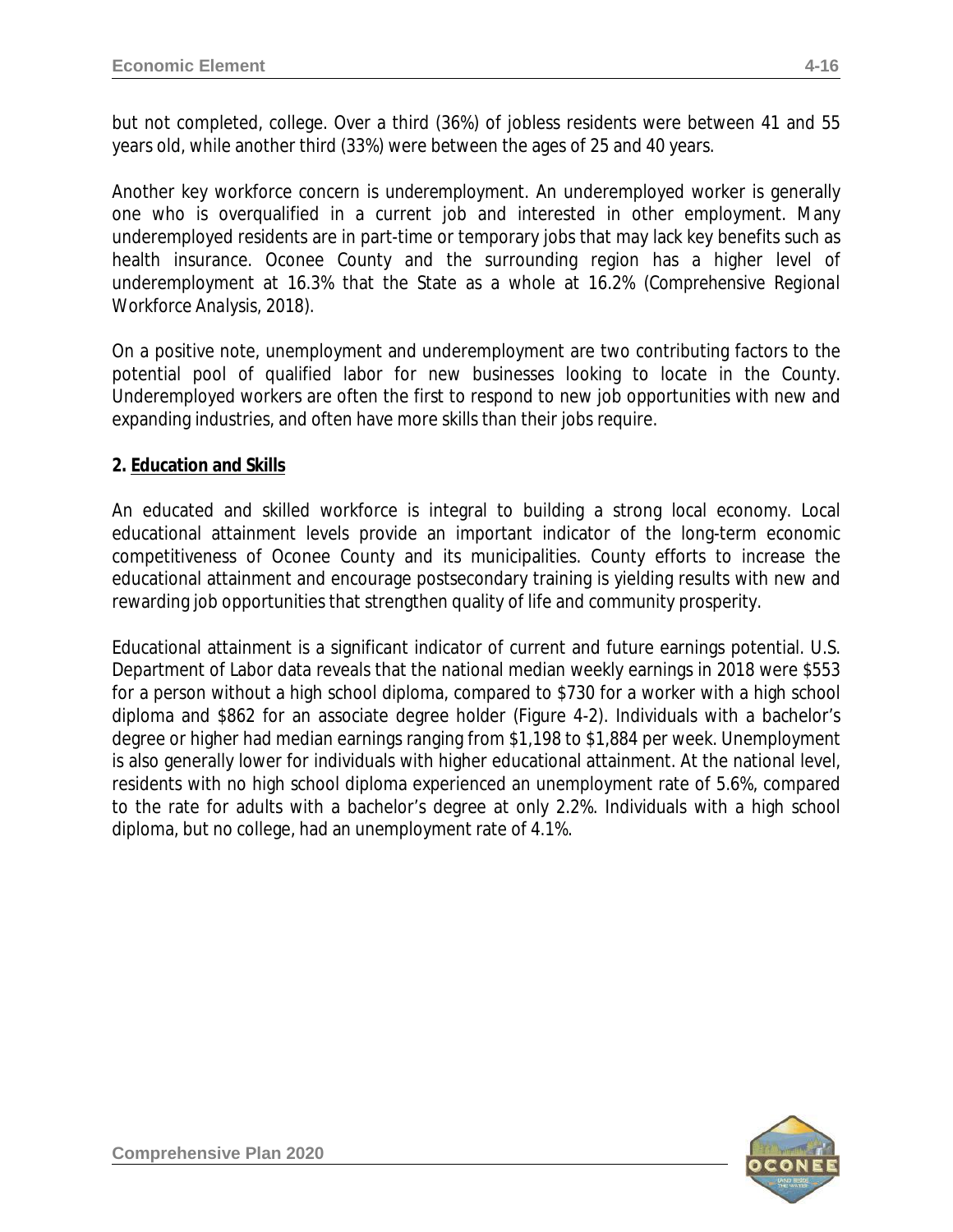but not completed, college. Over a third (36%) of jobless residents were between 41 and 55 years old, while another third (33%) were between the ages of 25 and 40 years.

Another key workforce concern is underemployment. An underemployed worker is generally one who is overqualified in a current job and interested in other employment. Many underemployed residents are in part-time or temporary jobs that may lack key benefits such as health insurance. Oconee County and the surrounding region has a higher level of underemployment at 16.3% that the State as a whole at 16.2% (*Comprehensive Regional Workforce Analysis, 2018*).

On a positive note, unemployment and underemployment are two contributing factors to the potential pool of qualified labor for new businesses looking to locate in the County. Underemployed workers are often the first to respond to new job opportunities with new and expanding industries, and often have more skills than their jobs require.

**2. Education and Skills**

An educated and skilled workforce is integral to building a strong local economy. Local educational attainment levels provide an important indicator of the long-term economic competitiveness of Oconee County and its municipalities. County efforts to increase the educational attainment and encourage postsecondary training is yielding results with new and rewarding job opportunities that strengthen quality of life and community prosperity.

Educational attainment is a significant indicator of current and future earnings potential. U.S. Department of Labor data reveals that the national median weekly earnings in 2018 were $553 for a person without a high school diploma, compared to $730 for a worker with a high school diploma and $862 for an associate degree holder (Figure 4-2). Individuals with a bachelor's degree or higher had median earnings ranging from $1,198 to $1,884 per week. Unemployment is also generally lower for individuals with higher educational attainment. At the national level, residents with no high school diploma experienced an unemployment rate of 5.6%, compared to the rate for adults with a bachelor's degree at only 2.2%. Individuals with a high school diploma, but no college, had an unemployment rate of 4.1%.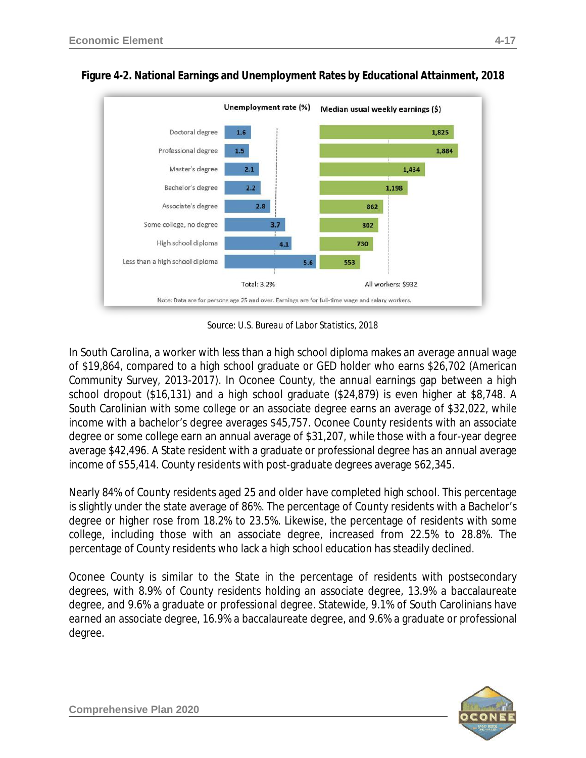**Figure 4-2. National Earnings and Unemployment Rates by Educational Attainment, 2018**

Unemployment rate (%)

Median usual weekly earnings ($)

Doctoral degree 1.6 1,825

Professional degree 1.5 1,884

Master's degree 2.1 1,434

Bachelor's degree 2.2 1,198

Associate's degree 2.8 862

Some college, no degree 3.7 802

High school diploma 4.1 730

Less than a high school diploma 5.6 553

Total: 3.2%

All workers: $932

Note: Data are for persons age 25 and over. Earnings are for full-time wage and salary workers.

*Source: U.S. Bureau of Labor Statistics, 2018*

In South Carolina, a worker with less than a high school diploma makes an average annual wage of $19,864, compared to a high school graduate or GED holder who earns $26,702 (American Community Survey, 2013-2017). In Oconee County, the annual earnings gap between a high school dropout ($16,131) and a high school graduate ($24,879) is even higher at $8,748. A South Carolinian with some college or an associate degree earns an average of $32,022, while income with a bachelor's degree averages $45,757. Oconee County residents with an associate degree or some college earn an annual average of $31,207, while those with a four-year degree average $42,496. A State resident with a graduate or professional degree has an annual average income of $55,414. County residents with post-graduate degrees average $62,345.

Nearly 84% of County residents aged 25 and older have completed high school. This percentage is slightly under the state average of 86%. The percentage of County residents with a Bachelor's degree or higher rose from 18.2% to 23.5%. Likewise, the percentage of residents with some college, including those with an associate degree, increased from 22.5% to 28.8%. The percentage of County residents who lack a high school education has steadily declined.

Oconee County is similar to the State in the percentage of residents with postsecondary degrees, with 8.9% of County residents holding an associate degree, 13.9% a baccalaureate degree, and 9.6% a graduate or professional degree. Statewide, 9.1% of South Carolinians have earned an associate degree, 16.9% a baccalaureate degree, and 9.6% a graduate or professional degree.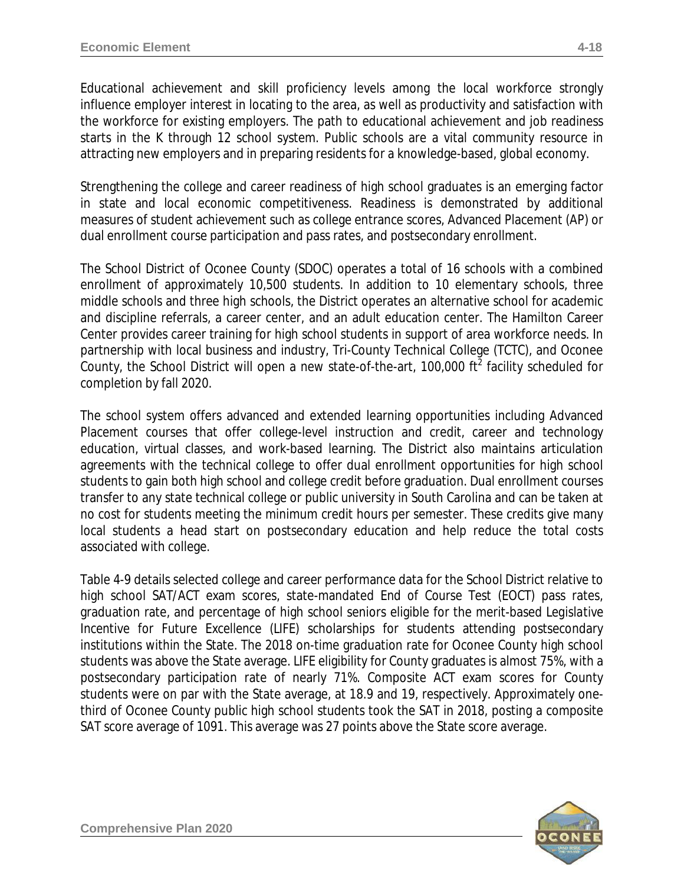Educational achievement and skill proficiency levels among the local workforce strongly influence employer interest in locating to the area, as well as productivity and satisfaction with the workforce for existing employers. The path to educational achievement and job readiness starts in the K through 12 school system. Public schools are a vital community resource in attracting new employers and in preparing residents for a knowledge-based, global economy.

Strengthening the college and career readiness of high school graduates is an emerging factor in state and local economic competitiveness. Readiness is demonstrated by additional measures of student achievement such as college entrance scores, Advanced Placement (AP) or dual enrollment course participation and pass rates, and postsecondary enrollment.

The School District of Oconee County (SDOC) operates a total of 16 schools with a combined enrollment of approximately 10,500 students. In addition to 10 elementary schools, three middle schools and three high schools, the District operates an alternative school for academic and discipline referrals, a career center, and an adult education center. The Hamilton Career Center provides career training for high school students in support of area workforce needs. In partnership with local business and industry, Tri-County Technical College (TCTC), and Oconee County, the School District will open a new state-of-the-art, 100,000 $ft^2$ facility scheduled for completion by fall 2020.

The school system offers advanced and extended learning opportunities including Advanced Placement courses that offer college-level instruction and credit, career and technology education, virtual classes, and work-based learning. The District also maintains articulation agreements with the technical college to offer dual enrollment opportunities for high school students to gain both high school and college credit before graduation. Dual enrollment courses transfer to any state technical college or public university in South Carolina and can be taken at no cost for students meeting the minimum credit hours per semester. These credits give many local students a head start on postsecondary education and help reduce the total costs associated with college.

Table 4-9 details selected college and career performance data for the School District relative to high school SAT/ACT exam scores, state-mandated End of Course Test (EOCT) pass rates, graduation rate, and percentage of high school seniors eligible for the merit-based Legislative Incentive for Future Excellence (LIFE) scholarships for students attending postsecondary institutions within the State. The 2018 on-time graduation rate for Oconee County high school students was above the State average. LIFE eligibility for County graduates is almost 75%, with a postsecondary participation rate of nearly 71%. Composite ACT exam scores for County students were on par with the State average, at 18.9 and 19, respectively. Approximately one-third of Oconee County public high school students took the SAT in 2018, posting a composite SAT score average of 1091. This average was 27 points above the State score average.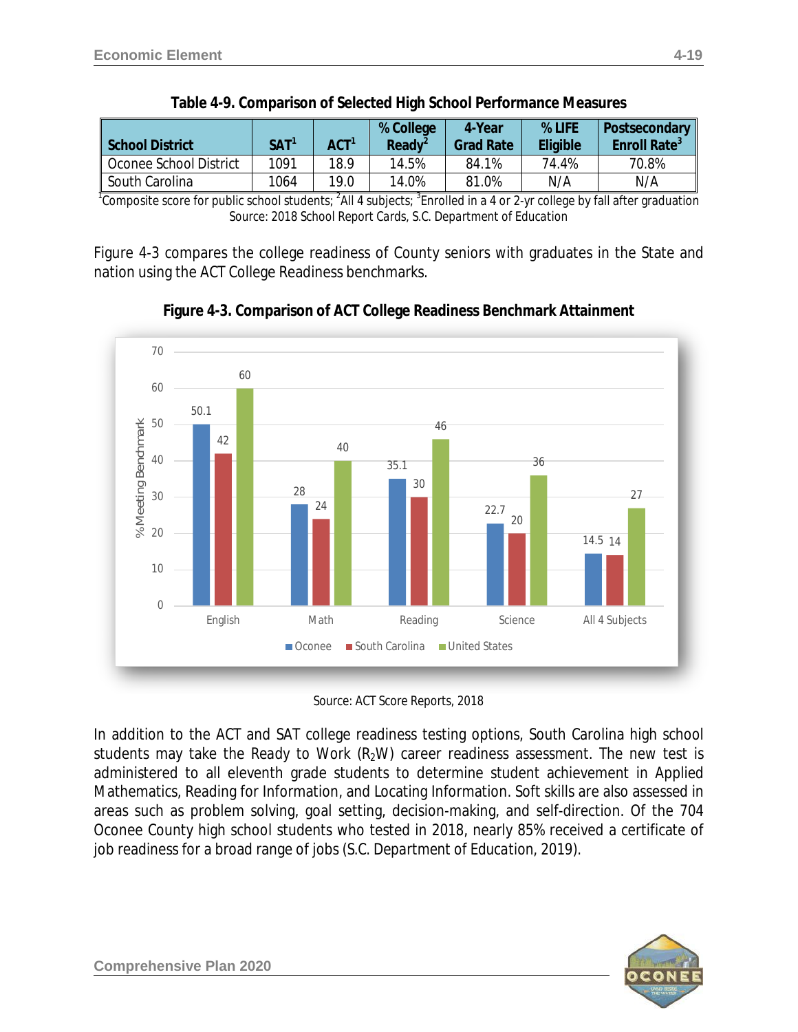**Table 4-9. Comparison of Selected High School Performance Measures**

| School District | SAT[1] | ACT[1] | % College Ready[2] | 4-Year Grad Rate | % LIFE Eligible | Postsecondary Enroll Rate[3] |
|---|---|---|---|---|---|---|
| Oconee School District | 1091 | 18.9 | 14.5% | 84.1% | 74.4% | 70.8% |
| South Carolina | 1064 | 19.0 | 14.0% | 81.0% | N/A | N/A |

[1]Composite score for public school students; [2]All 4 subjects; [3]Enrolled in a 4 or 2-yr college by fall after graduation

Source: 2018 School Report Cards, S.C. Department of Education

Figure 4-3 compares the college readiness of County seniors with graduates in the State and nation using the ACT College Readiness benchmarks.

**Figure 4-3. Comparison of ACT College Readiness Benchmark Attainment**

% Meeting Benchmark

70
60
50
40
30
20
10
0

English: 50.1, 42, 60
Math: 28, 24, 40
Reading: 35.1, 30, 46
Science: 22.7, 20, 36
All 4 Subjects: 14.5, 14, 27

Oconee | South Carolina | United States

Source: ACT Score Reports, 2018

In addition to the ACT and SAT college readiness testing options, South Carolina high school students may take the Ready to Work ($R_2W$) career readiness assessment. The new test is administered to all eleventh grade students to determine student achievement in Applied Mathematics, Reading for Information, and Locating Information. Soft skills are also assessed in areas such as problem solving, goal setting, decision-making, and self-direction. Of the 704 Oconee County high school students who tested in 2018, nearly 85% received a certificate of job readiness for a broad range of jobs (S.C. Department of Education, 2019).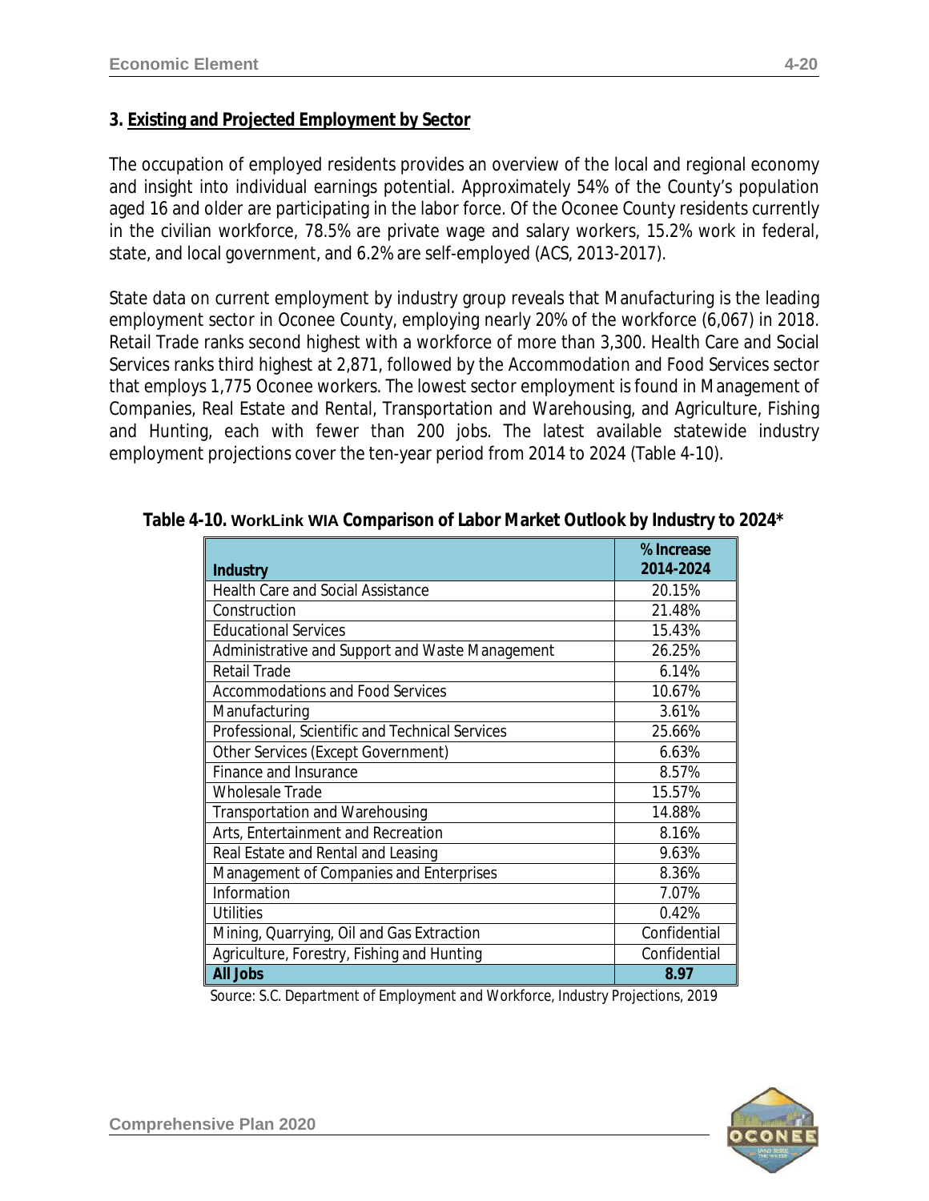### 3. Existing and Projected Employment by Sector

The occupation of employed residents provides an overview of the local and regional economy and insight into individual earnings potential. Approximately 54% of the County's population aged 16 and older are participating in the labor force. Of the Oconee County residents currently in the civilian workforce, 78.5% are private wage and salary workers, 15.2% work in federal, state, and local government, and 6.2% are self-employed (ACS, 2013-2017).

State data on current employment by industry group reveals that Manufacturing is the leading employment sector in Oconee County, employing nearly 20% of the workforce (6,067) in 2018. Retail Trade ranks second highest with a workforce of more than 3,300. Health Care and Social Services ranks third highest at 2,871, followed by the Accommodation and Food Services sector that employs 1,775 Oconee workers. The lowest sector employment is found in Management of Companies, Real Estate and Rental, Transportation and Warehousing, and Agriculture, Fishing and Hunting, each with fewer than 200 jobs. The latest available statewide industry employment projections cover the ten-year period from 2014 to 2024 (Table 4-10).

**Table 4-10. WorkLink WIA Comparison of Labor Market Outlook by Industry to 2024***

| Industry | % Increase 2014-2024 |
|---|---|
| Health Care and Social Assistance | 20.15% |
| Construction | 21.48% |
| Educational Services | 15.43% |
| Administrative and Support and Waste Management | 26.25% |
| Retail Trade | 6.14% |
| Accommodations and Food Services | 10.67% |
| Manufacturing | 3.61% |
| Professional, Scientific and Technical Services | 25.66% |
| Other Services (Except Government) | 6.63% |
| Finance and Insurance | 8.57% |
| Wholesale Trade | 15.57% |
| Transportation and Warehousing | 14.88% |
| Arts, Entertainment and Recreation | 8.16% |
| Real Estate and Rental and Leasing | 9.63% |
| Management of Companies and Enterprises | 8.36% |
| Information | 7.07% |
| Utilities | 0.42% |
| Mining, Quarrying, Oil and Gas Extraction | Confidential |
| Agriculture, Forestry, Fishing and Hunting | Confidential |
| **All Jobs** | **8.97** |

Source: S.C. Department of Employment and Workforce, Industry Projections, 2019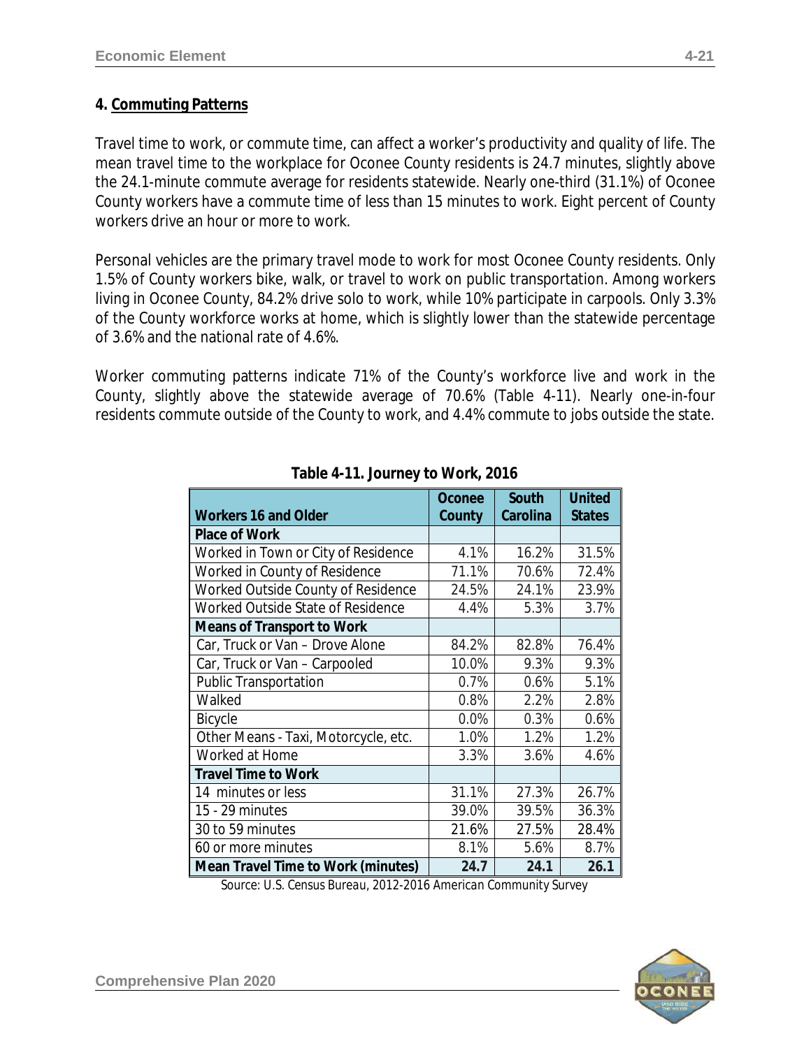**4. Commuting Patterns**

Travel time to work, or commute time, can affect a worker's productivity and quality of life. The mean travel time to the workplace for Oconee County residents is 24.7 minutes, slightly above the 24.1-minute commute average for residents statewide. Nearly one-third (31.1%) of Oconee County workers have a commute time of less than 15 minutes to work. Eight percent of County workers drive an hour or more to work.

Personal vehicles are the primary travel mode to work for most Oconee County residents. Only 1.5% of County workers bike, walk, or travel to work on public transportation. Among workers living in Oconee County, 84.2% drive solo to work, while 10% participate in carpools. Only 3.3% of the County workforce works at home, which is slightly lower than the statewide percentage of 3.6% and the national rate of 4.6%.

Worker commuting patterns indicate 71% of the County's workforce live and work in the County, slightly above the statewide average of 70.6% (Table 4-11). Nearly one-in-four residents commute outside of the County to work, and 4.4% commute to jobs outside the state.

**Table 4-11. Journey to Work, 2016**

| Workers 16 and Older | Oconee County | South Carolina | United States |
|---|---|---|---|
| **Place of Work** | | | |
| Worked in Town or City of Residence | 4.1% | 16.2% | 31.5% |
| Worked in County of Residence | 71.1% | 70.6% | 72.4% |
| Worked Outside County of Residence | 24.5% | 24.1% | 23.9% |
| Worked Outside State of Residence | 4.4% | 5.3% | 3.7% |
| **Means of Transport to Work** | | | |
| Car, Truck or Van – Drove Alone | 84.2% | 82.8% | 76.4% |
| Car, Truck or Van – Carpooled | 10.0% | 9.3% | 9.3% |
| Public Transportation | 0.7% | 0.6% | 5.1% |
| Walked | 0.8% | 2.2% | 2.8% |
| Bicycle | 0.0% | 0.3% | 0.6% |
| Other Means - Taxi, Motorcycle, etc. | 1.0% | 1.2% | 1.2% |
| Worked at Home | 3.3% | 3.6% | 4.6% |
| **Travel Time to Work** | | | |
| 14 minutes or less | 31.1% | 27.3% | 26.7% |
| 15 - 29 minutes | 39.0% | 39.5% | 36.3% |
| 30 to 59 minutes | 21.6% | 27.5% | 28.4% |
| 60 or more minutes | 8.1% | 5.6% | 8.7% |
| **Mean Travel Time to Work (minutes)** | **24.7** | **24.1** | **26.1** |

*Source: U.S. Census Bureau, 2012-2016 American Community Survey*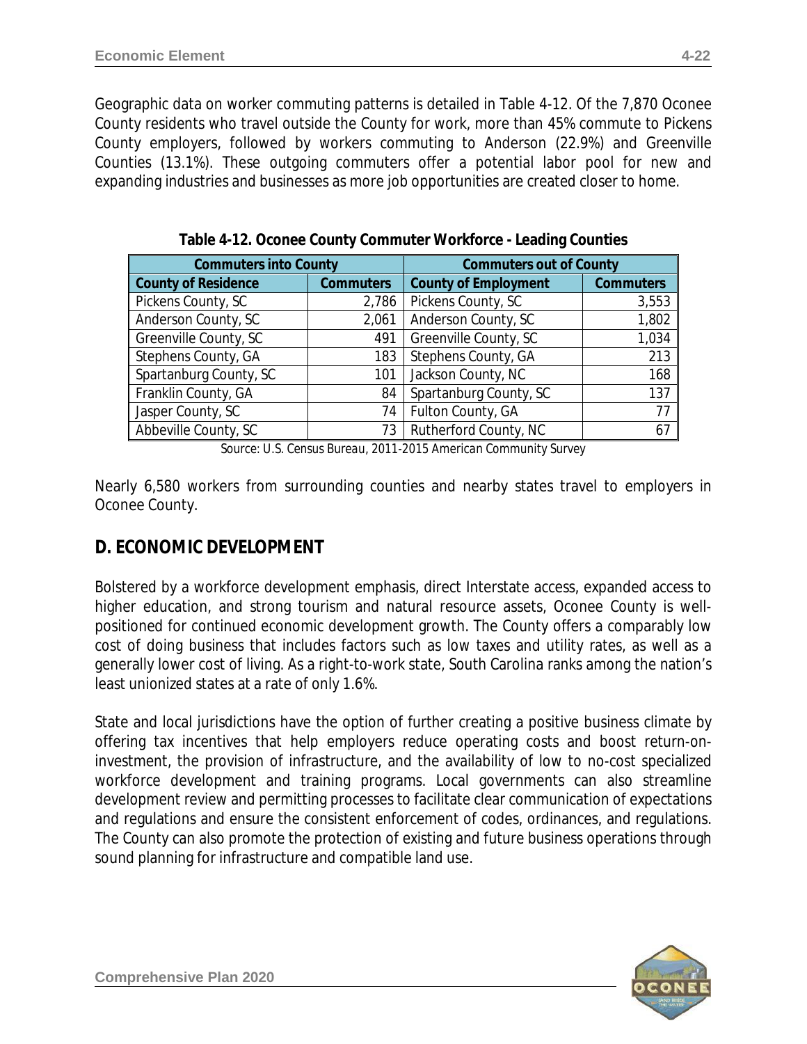Geographic data on worker commuting patterns is detailed in Table 4-12. Of the 7,870 Oconee County residents who travel outside the County for work, more than 45% commute to Pickens County employers, followed by workers commuting to Anderson (22.9%) and Greenville Counties (13.1%). These outgoing commuters offer a potential labor pool for new and expanding industries and businesses as more job opportunities are created closer to home.

**Table 4-12. Oconee County Commuter Workforce - Leading Counties**

| Commuters into County | | Commuters out of County | |
|---|---|---|---|
| **County of Residence** | **Commuters** | **County of Employment** | **Commuters** |
| Pickens County, SC | 2,786 | Pickens County, SC | 3,553 |
| Anderson County, SC | 2,061 | Anderson County, SC | 1,802 |
| Greenville County, SC | 491 | Greenville County, SC | 1,034 |
| Stephens County, GA | 183 | Stephens County, GA | 213 |
| Spartanburg County, SC | 101 | Jackson County, NC | 168 |
| Franklin County, GA | 84 | Spartanburg County, SC | 137 |
| Jasper County, SC | 74 | Fulton County, GA | 77 |
| Abbeville County, SC | 73 | Rutherford County, NC | 67 |

*Source: U.S. Census Bureau, 2011-2015 American Community Survey*

Nearly 6,580 workers from surrounding counties and nearby states travel to employers in Oconee County.

## D. ECONOMIC DEVELOPMENT

Bolstered by a workforce development emphasis, direct Interstate access, expanded access to higher education, and strong tourism and natural resource assets, Oconee County is well-positioned for continued economic development growth. The County offers a comparably low cost of doing business that includes factors such as low taxes and utility rates, as well as a generally lower cost of living. As a right-to-work state, South Carolina ranks among the nation's least unionized states at a rate of only 1.6%.

State and local jurisdictions have the option of further creating a positive business climate by offering tax incentives that help employers reduce operating costs and boost return-on-investment, the provision of infrastructure, and the availability of low to no-cost specialized workforce development and training programs. Local governments can also streamline development review and permitting processes to facilitate clear communication of expectations and regulations and ensure the consistent enforcement of codes, ordinances, and regulations. The County can also promote the protection of existing and future business operations through sound planning for infrastructure and compatible land use.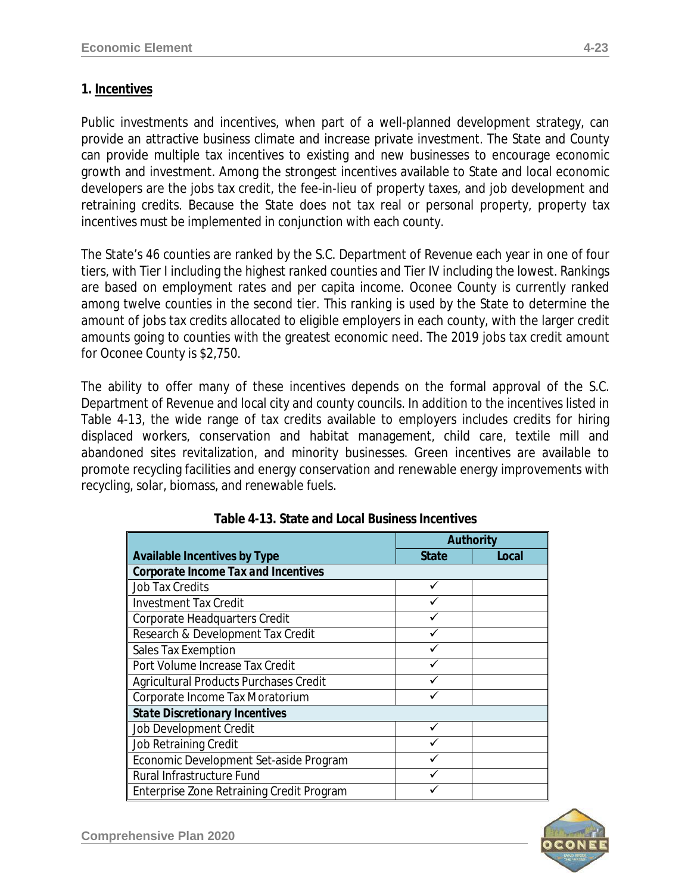**1. Incentives**

Public investments and incentives, when part of a well-planned development strategy, can provide an attractive business climate and increase private investment. The State and County can provide multiple tax incentives to existing and new businesses to encourage economic growth and investment. Among the strongest incentives available to State and local economic developers are the jobs tax credit, the fee-in-lieu of property taxes, and job development and retraining credits. Because the State does not tax real or personal property, property tax incentives must be implemented in conjunction with each county.

The State's 46 counties are ranked by the S.C. Department of Revenue each year in one of four tiers, with Tier I including the highest ranked counties and Tier IV including the lowest. Rankings are based on employment rates and per capita income. Oconee County is currently ranked among twelve counties in the second tier. This ranking is used by the State to determine the amount of jobs tax credits allocated to eligible employers in each county, with the larger credit amounts going to counties with the greatest economic need. The 2019 jobs tax credit amount for Oconee County is $2,750.

The ability to offer many of these incentives depends on the formal approval of the S.C. Department of Revenue and local city and county councils. In addition to the incentives listed in Table 4-13, the wide range of tax credits available to employers includes credits for hiring displaced workers, conservation and habitat management, child care, textile mill and abandoned sites revitalization, and minority businesses. Green incentives are available to promote recycling facilities and energy conservation and renewable energy improvements with recycling, solar, biomass, and renewable fuels.

**Table 4-13. State and Local Business Incentives**

| | Authority | |
|---|---|---|
| **Available Incentives by Type** | **State** | **Local** |
| ***Corporate Income Tax and Incentives*** | | |
| Job Tax Credits | ✓ | |
| Investment Tax Credit | ✓ | |
| Corporate Headquarters Credit | ✓ | |
| Research & Development Tax Credit | ✓ | |
| Sales Tax Exemption | ✓ | |
| Port Volume Increase Tax Credit | ✓ | |
| Agricultural Products Purchases Credit | ✓ | |
| Corporate Income Tax Moratorium | ✓ | |
| ***State Discretionary Incentives*** | | |
| Job Development Credit | ✓ | |
| Job Retraining Credit | ✓ | |
| Economic Development Set-aside Program | ✓ | |
| Rural Infrastructure Fund | ✓ | |
| Enterprise Zone Retraining Credit Program | ✓ | |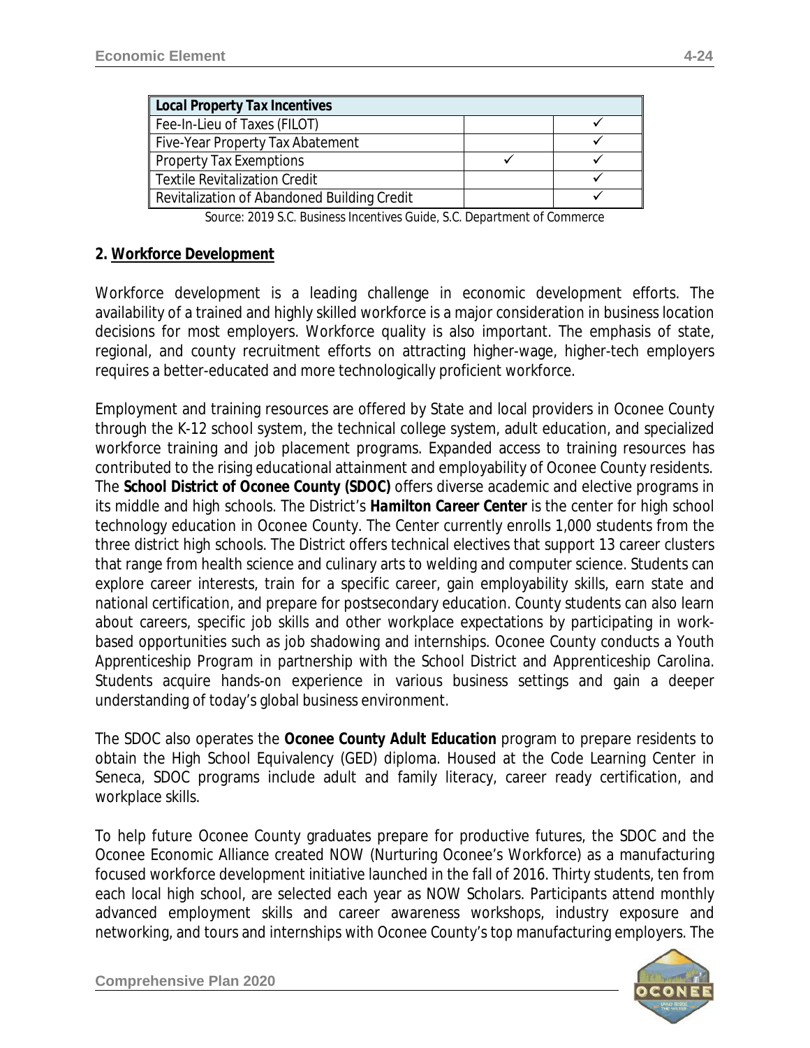| Local Property Tax Incentives | | |
|---|---|---|
| Fee-In-Lieu of Taxes (FILOT) | | ✓ |
| Five-Year Property Tax Abatement | | ✓ |
| Property Tax Exemptions | ✓ | ✓ |
| Textile Revitalization Credit | | ✓ |
| Revitalization of Abandoned Building Credit | | ✓ |

Source: 2019 S.C. Business Incentives Guide, S.C. Department of Commerce

**2. Workforce Development**

Workforce development is a leading challenge in economic development efforts. The availability of a trained and highly skilled workforce is a major consideration in business location decisions for most employers. Workforce quality is also important. The emphasis of state, regional, and county recruitment efforts on attracting higher-wage, higher-tech employers requires a better-educated and more technologically proficient workforce.

Employment and training resources are offered by State and local providers in Oconee County through the K-12 school system, the technical college system, adult education, and specialized workforce training and job placement programs. Expanded access to training resources has contributed to the rising educational attainment and employability of Oconee County residents. The **School District of Oconee County (SDOC)** offers diverse academic and elective programs in its middle and high schools. The District's **Hamilton Career Center** is the center for high school technology education in Oconee County. The Center currently enrolls 1,000 students from the three district high schools. The District offers technical electives that support 13 career clusters that range from health science and culinary arts to welding and computer science. Students can explore career interests, train for a specific career, gain employability skills, earn state and national certification, and prepare for postsecondary education. County students can also learn about careers, specific job skills and other workplace expectations by participating in work-based opportunities such as job shadowing and internships. Oconee County conducts a Youth Apprenticeship Program in partnership with the School District and Apprenticeship Carolina. Students acquire hands-on experience in various business settings and gain a deeper understanding of today's global business environment.

The SDOC also operates the **Oconee County Adult Education** program to prepare residents to obtain the High School Equivalency (GED) diploma. Housed at the Code Learning Center in Seneca, SDOC programs include adult and family literacy, career ready certification, and workplace skills.

To help future Oconee County graduates prepare for productive futures, the SDOC and the Oconee Economic Alliance created NOW (Nurturing Oconee's Workforce) as a manufacturing focused workforce development initiative launched in the fall of 2016. Thirty students, ten from each local high school, are selected each year as NOW Scholars. Participants attend monthly advanced employment skills and career awareness workshops, industry exposure and networking, and tours and internships with Oconee County's top manufacturing employers. The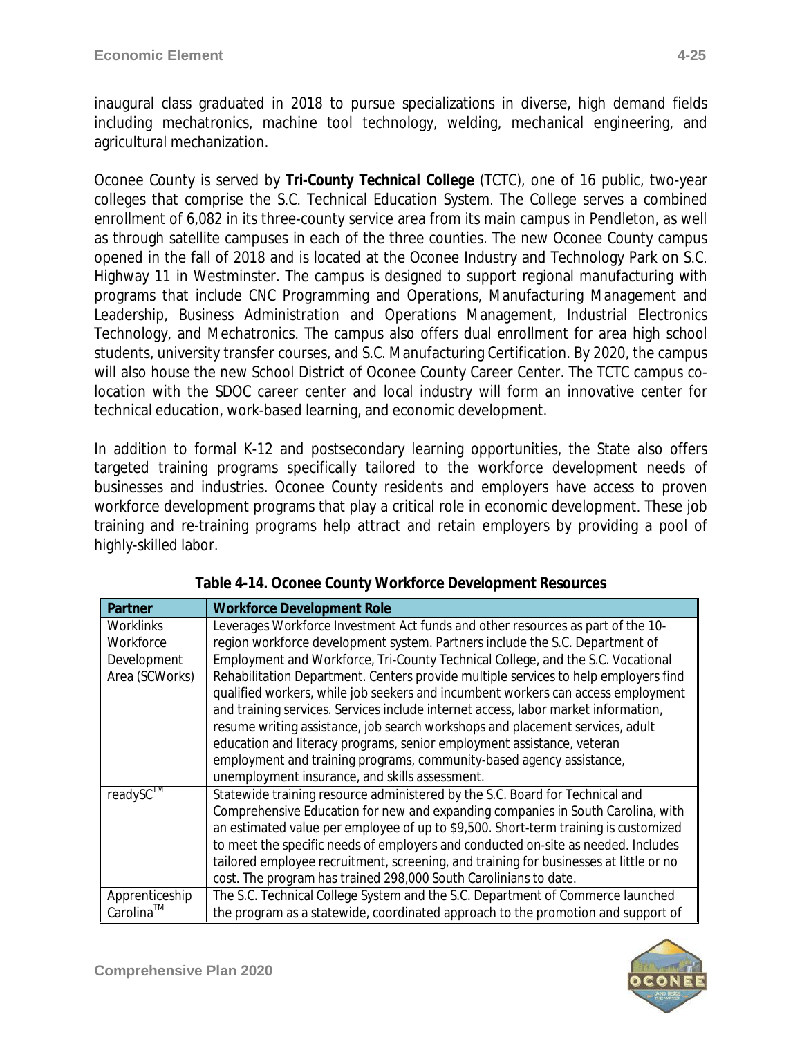inaugural class graduated in 2018 to pursue specializations in diverse, high demand fields including mechatronics, machine tool technology, welding, mechanical engineering, and agricultural mechanization.

Oconee County is served by ***Tri-County Technical College*** (TCTC), one of 16 public, two-year colleges that comprise the S.C. Technical Education System. The College serves a combined enrollment of 6,082 in its three-county service area from its main campus in Pendleton, as well as through satellite campuses in each of the three counties. The new Oconee County campus opened in the fall of 2018 and is located at the Oconee Industry and Technology Park on S.C. Highway 11 in Westminster. The campus is designed to support regional manufacturing with programs that include CNC Programming and Operations, Manufacturing Management and Leadership, Business Administration and Operations Management, Industrial Electronics Technology, and Mechatronics. The campus also offers dual enrollment for area high school students, university transfer courses, and S.C. Manufacturing Certification. By 2020, the campus will also house the new School District of Oconee County Career Center. The TCTC campus co-location with the SDOC career center and local industry will form an innovative center for technical education, work-based learning, and economic development.

In addition to formal K-12 and postsecondary learning opportunities, the State also offers targeted training programs specifically tailored to the workforce development needs of businesses and industries. Oconee County residents and employers have access to proven workforce development programs that play a critical role in economic development. These job training and re-training programs help attract and retain employers by providing a pool of highly-skilled labor.

**Table 4-14. Oconee County Workforce Development Resources**

| Partner | Workforce Development Role |
|---|---|
| Worklinks Workforce Development Area (SCWorks) | Leverages Workforce Investment Act funds and other resources as part of the 10-region workforce development system. Partners include the S.C. Department of Employment and Workforce, Tri-County Technical College, and the S.C. Vocational Rehabilitation Department. Centers provide multiple services to help employers find qualified workers, while job seekers and incumbent workers can access employment and training services. Services include internet access, labor market information, resume writing assistance, job search workshops and placement services, adult education and literacy programs, senior employment assistance, veteran employment and training programs, community-based agency assistance, unemployment insurance, and skills assessment. |
| readySC™ | Statewide training resource administered by the S.C. Board for Technical and Comprehensive Education for new and expanding companies in South Carolina, with an estimated value per employee of up to $9,500. Short-term training is customized to meet the specific needs of employers and conducted on-site as needed. Includes tailored employee recruitment, screening, and training for businesses at little or no cost. The program has trained 298,000 South Carolinians to date. |
| Apprenticeship Carolina™ | The S.C. Technical College System and the S.C. Department of Commerce launched the program as a statewide, coordinated approach to the promotion and support of |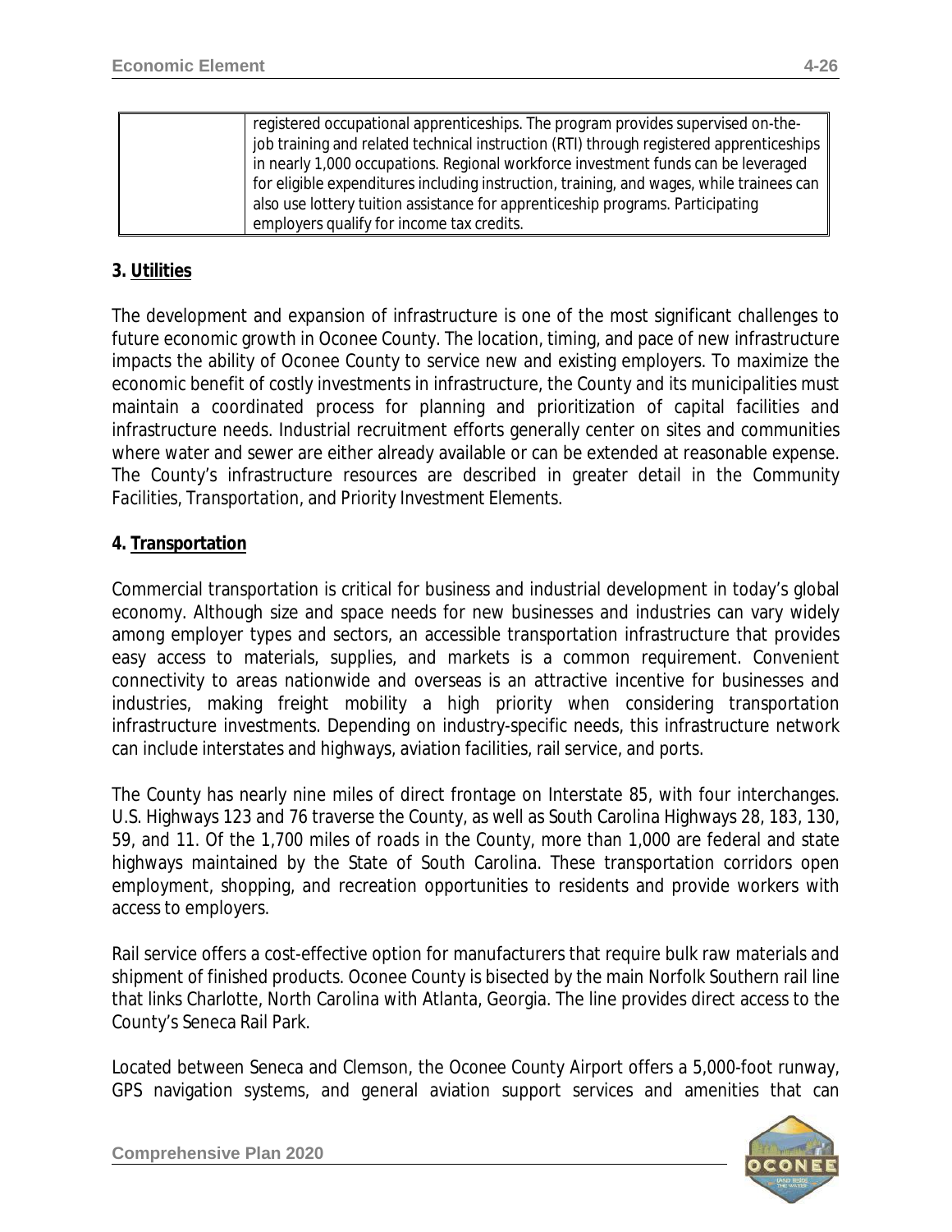| | |
|---|---|
| | registered occupational apprenticeships. The program provides supervised on-the-job training and related technical instruction (RTI) through registered apprenticeships in nearly 1,000 occupations. Regional workforce investment funds can be leveraged for eligible expenditures including instruction, training, and wages, while trainees can also use lottery tuition assistance for apprenticeship programs. Participating employers qualify for income tax credits. |

**3. Utilities**

The development and expansion of infrastructure is one of the most significant challenges to future economic growth in Oconee County. The location, timing, and pace of new infrastructure impacts the ability of Oconee County to service new and existing employers. To maximize the economic benefit of costly investments in infrastructure, the County and its municipalities must maintain a coordinated process for planning and prioritization of capital facilities and infrastructure needs. Industrial recruitment efforts generally center on sites and communities where water and sewer are either already available or can be extended at reasonable expense. The County's infrastructure resources are described in greater detail in the Community Facilities, Transportation, and Priority Investment Elements.

**4. Transportation**

Commercial transportation is critical for business and industrial development in today's global economy. Although size and space needs for new businesses and industries can vary widely among employer types and sectors, an accessible transportation infrastructure that provides easy access to materials, supplies, and markets is a common requirement. Convenient connectivity to areas nationwide and overseas is an attractive incentive for businesses and industries, making freight mobility a high priority when considering transportation infrastructure investments. Depending on industry-specific needs, this infrastructure network can include interstates and highways, aviation facilities, rail service, and ports.

The County has nearly nine miles of direct frontage on Interstate 85, with four interchanges. U.S. Highways 123 and 76 traverse the County, as well as South Carolina Highways 28, 183, 130, 59, and 11. Of the 1,700 miles of roads in the County, more than 1,000 are federal and state highways maintained by the State of South Carolina. These transportation corridors open employment, shopping, and recreation opportunities to residents and provide workers with access to employers.

Rail service offers a cost-effective option for manufacturers that require bulk raw materials and shipment of finished products. Oconee County is bisected by the main Norfolk Southern rail line that links Charlotte, North Carolina with Atlanta, Georgia. The line provides direct access to the County's Seneca Rail Park.

Located between Seneca and Clemson, the Oconee County Airport offers a 5,000-foot runway, GPS navigation systems, and general aviation support services and amenities that can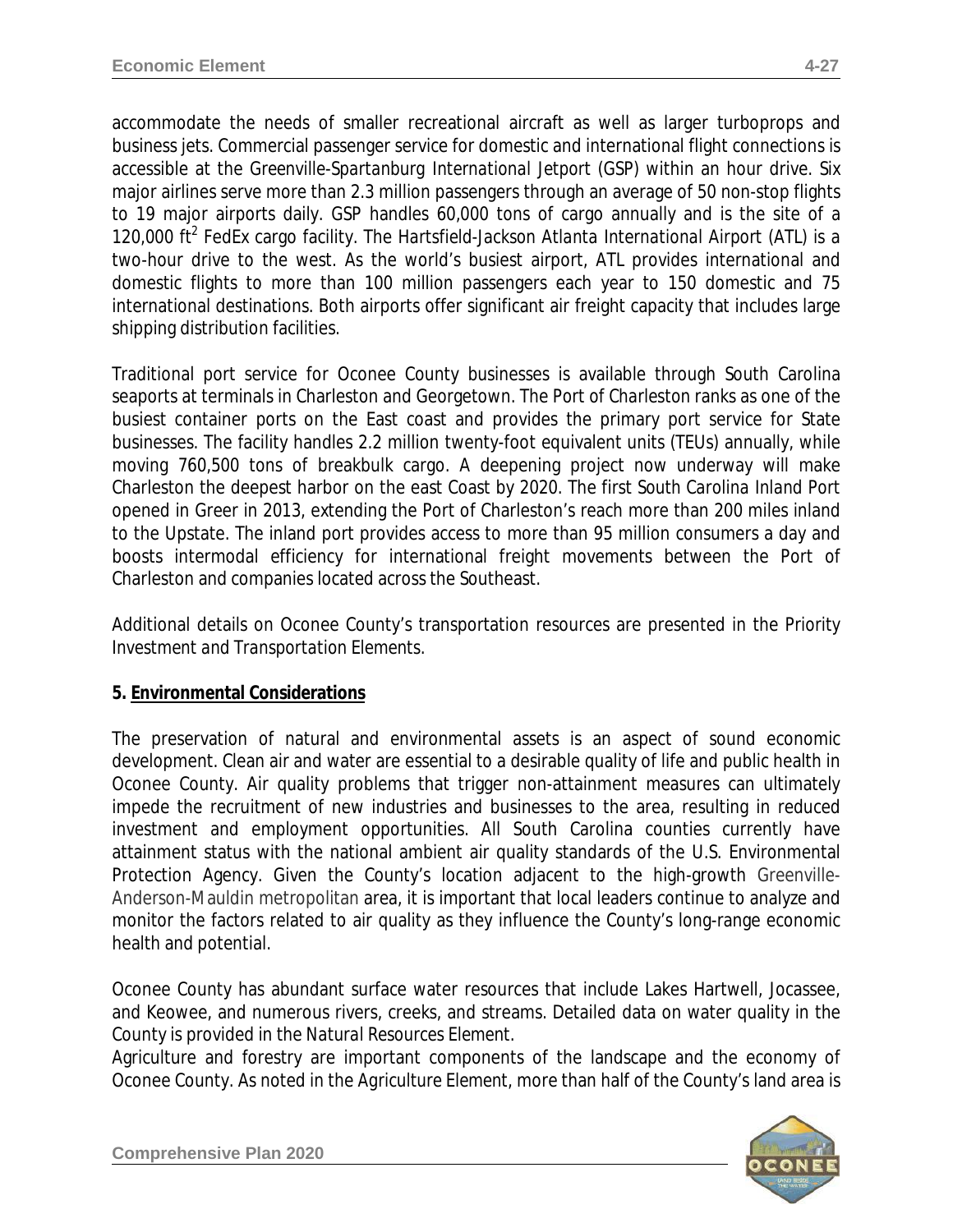accommodate the needs of smaller recreational aircraft as well as larger turboprops and business jets. Commercial passenger service for domestic and international flight connections is accessible at the Greenville-Spartanburg International Jetport (GSP) within an hour drive. Six major airlines serve more than 2.3 million passengers through an average of 50 non-stop flights to 19 major airports daily. GSP handles 60,000 tons of cargo annually and is the site of a 120,000 $ft^2$ FedEx cargo facility. The Hartsfield-Jackson Atlanta International Airport (ATL) is a two-hour drive to the west. As the world's busiest airport, ATL provides international and domestic flights to more than 100 million passengers each year to 150 domestic and 75 international destinations. Both airports offer significant air freight capacity that includes large shipping distribution facilities.

Traditional port service for Oconee County businesses is available through South Carolina seaports at terminals in Charleston and Georgetown. The Port of Charleston ranks as one of the busiest container ports on the East coast and provides the primary port service for State businesses. The facility handles 2.2 million twenty-foot equivalent units (TEUs) annually, while moving 760,500 tons of breakbulk cargo. A deepening project now underway will make Charleston the deepest harbor on the east Coast by 2020. The first South Carolina Inland Port opened in Greer in 2013, extending the Port of Charleston's reach more than 200 miles inland to the Upstate. The inland port provides access to more than 95 million consumers a day and boosts intermodal efficiency for international freight movements between the Port of Charleston and companies located across the Southeast.

Additional details on Oconee County's transportation resources are presented in the *Priority Investment and Transportation Elements*.

**5. Environmental Considerations**

The preservation of natural and environmental assets is an aspect of sound economic development. Clean air and water are essential to a desirable quality of life and public health in Oconee County. Air quality problems that trigger non-attainment measures can ultimately impede the recruitment of new industries and businesses to the area, resulting in reduced investment and employment opportunities. All South Carolina counties currently have attainment status with the national ambient air quality standards of the U.S. Environmental Protection Agency. Given the County's location adjacent to the high-growth Greenville-Anderson-Mauldin metropolitan area, it is important that local leaders continue to analyze and monitor the factors related to air quality as they influence the County's long-range economic health and potential.

Oconee County has abundant surface water resources that include Lakes Hartwell, Jocassee, and Keowee, and numerous rivers, creeks, and streams. Detailed data on water quality in the County is provided in the *Natural Resources Element*.

Agriculture and forestry are important components of the landscape and the economy of Oconee County. As noted in the Agriculture Element, more than half of the County's land area is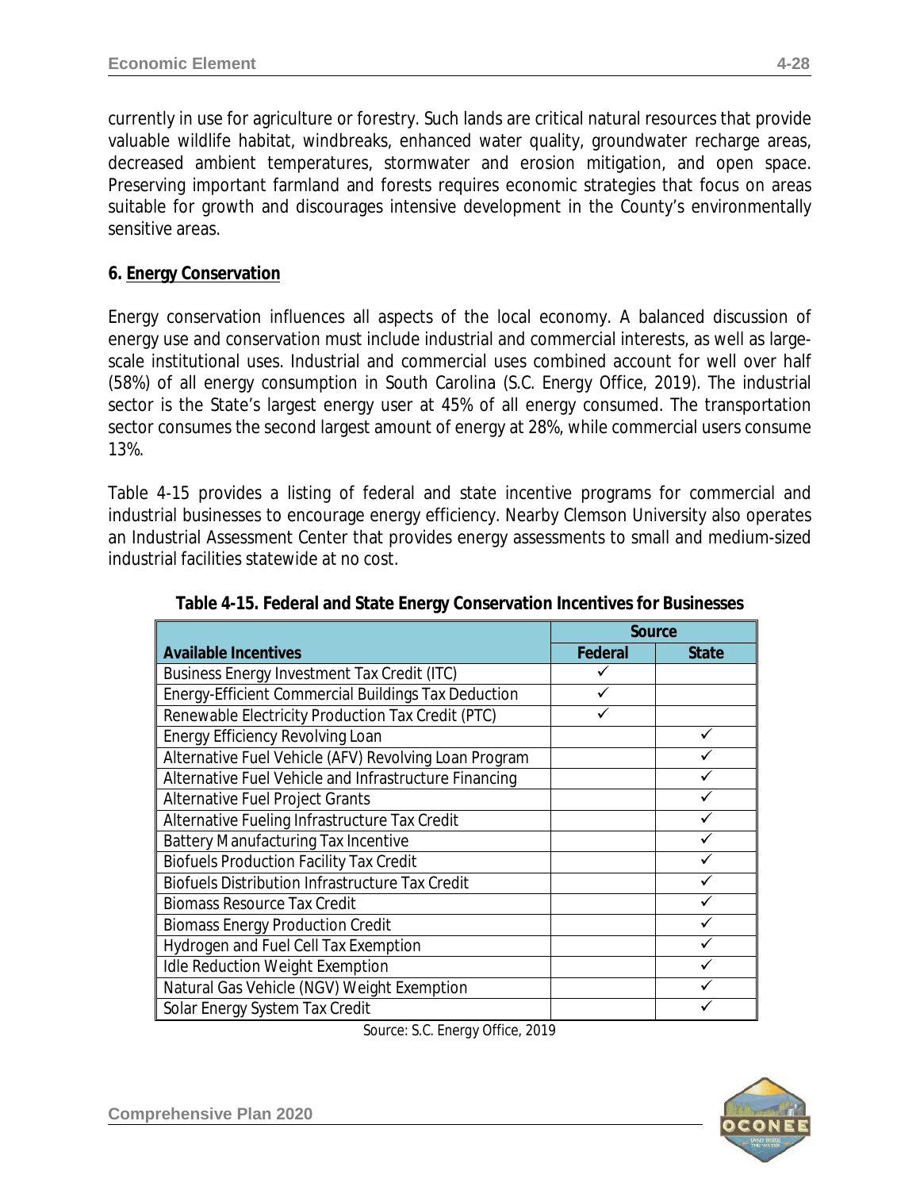currently in use for agriculture or forestry. Such lands are critical natural resources that provide valuable wildlife habitat, windbreaks, enhanced water quality, groundwater recharge areas, decreased ambient temperatures, stormwater and erosion mitigation, and open space. Preserving important farmland and forests requires economic strategies that focus on areas suitable for growth and discourages intensive development in the County's environmentally sensitive areas.

### 6. Energy Conservation

Energy conservation influences all aspects of the local economy. A balanced discussion of energy use and conservation must include industrial and commercial interests, as well as large-scale institutional uses. Industrial and commercial uses combined account for well over half (58%) of all energy consumption in South Carolina (S.C. Energy Office, 2019). The industrial sector is the State's largest energy user at 45% of all energy consumed. The transportation sector consumes the second largest amount of energy at 28%, while commercial users consume 13%.

Table 4-15 provides a listing of federal and state incentive programs for commercial and industrial businesses to encourage energy efficiency. Nearby Clemson University also operates an Industrial Assessment Center that provides energy assessments to small and medium-sized industrial facilities statewide at no cost.

**Table 4-15. Federal and State Energy Conservation Incentives for Businesses**

| | Source | |
|---|---|---|
| **Available Incentives** | **Federal** | **State** |
| Business Energy Investment Tax Credit (ITC) | ✓ | |
| Energy-Efficient Commercial Buildings Tax Deduction | ✓ | |
| Renewable Electricity Production Tax Credit (PTC) | ✓ | |
| Energy Efficiency Revolving Loan | | ✓ |
| Alternative Fuel Vehicle (AFV) Revolving Loan Program | | ✓ |
| Alternative Fuel Vehicle and Infrastructure Financing | | ✓ |
| Alternative Fuel Project Grants | | ✓ |
| Alternative Fueling Infrastructure Tax Credit | | ✓ |
| Battery Manufacturing Tax Incentive | | ✓ |
| Biofuels Production Facility Tax Credit | | ✓ |
| Biofuels Distribution Infrastructure Tax Credit | | ✓ |
| Biomass Resource Tax Credit | | ✓ |
| Biomass Energy Production Credit | | ✓ |
| Hydrogen and Fuel Cell Tax Exemption | | ✓ |
| Idle Reduction Weight Exemption | | ✓ |
| Natural Gas Vehicle (NGV) Weight Exemption | | ✓ |
| Solar Energy System Tax Credit | | ✓ |

Source: S.C. Energy Office, 2019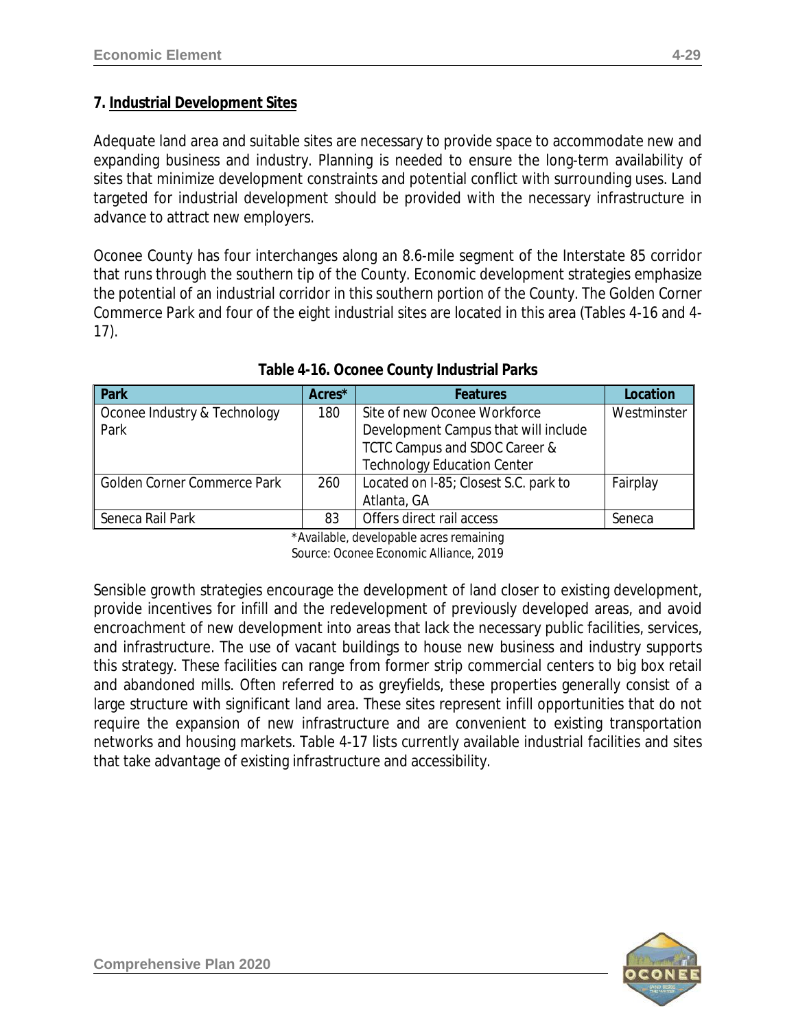### 7. Industrial Development Sites

Adequate land area and suitable sites are necessary to provide space to accommodate new and expanding business and industry. Planning is needed to ensure the long-term availability of sites that minimize development constraints and potential conflict with surrounding uses. Land targeted for industrial development should be provided with the necessary infrastructure in advance to attract new employers.

Oconee County has four interchanges along an 8.6-mile segment of the Interstate 85 corridor that runs through the southern tip of the County. Economic development strategies emphasize the potential of an industrial corridor in this southern portion of the County. The Golden Corner Commerce Park and four of the eight industrial sites are located in this area (Tables 4-16 and 4-17).

**Table 4-16. Oconee County Industrial Parks**

| Park | Acres* | Features | Location |
|---|---|---|---|
| Oconee Industry & Technology Park | 180 | Site of new Oconee Workforce Development Campus that will include TCTC Campus and SDOC Career & Technology Education Center | Westminster |
| Golden Corner Commerce Park | 260 | Located on I-85; Closest S.C. park to Atlanta, GA | Fairplay |
| Seneca Rail Park | 83 | Offers direct rail access | Seneca |

*Available, developable acres remaining
Source: Oconee Economic Alliance, 2019

Sensible growth strategies encourage the development of land closer to existing development, provide incentives for infill and the redevelopment of previously developed areas, and avoid encroachment of new development into areas that lack the necessary public facilities, services, and infrastructure. The use of vacant buildings to house new business and industry supports this strategy. These facilities can range from former strip commercial centers to big box retail and abandoned mills. Often referred to as greyfields, these properties generally consist of a large structure with significant land area. These sites represent infill opportunities that do not require the expansion of new infrastructure and are convenient to existing transportation networks and housing markets. Table 4-17 lists currently available industrial facilities and sites that take advantage of existing infrastructure and accessibility.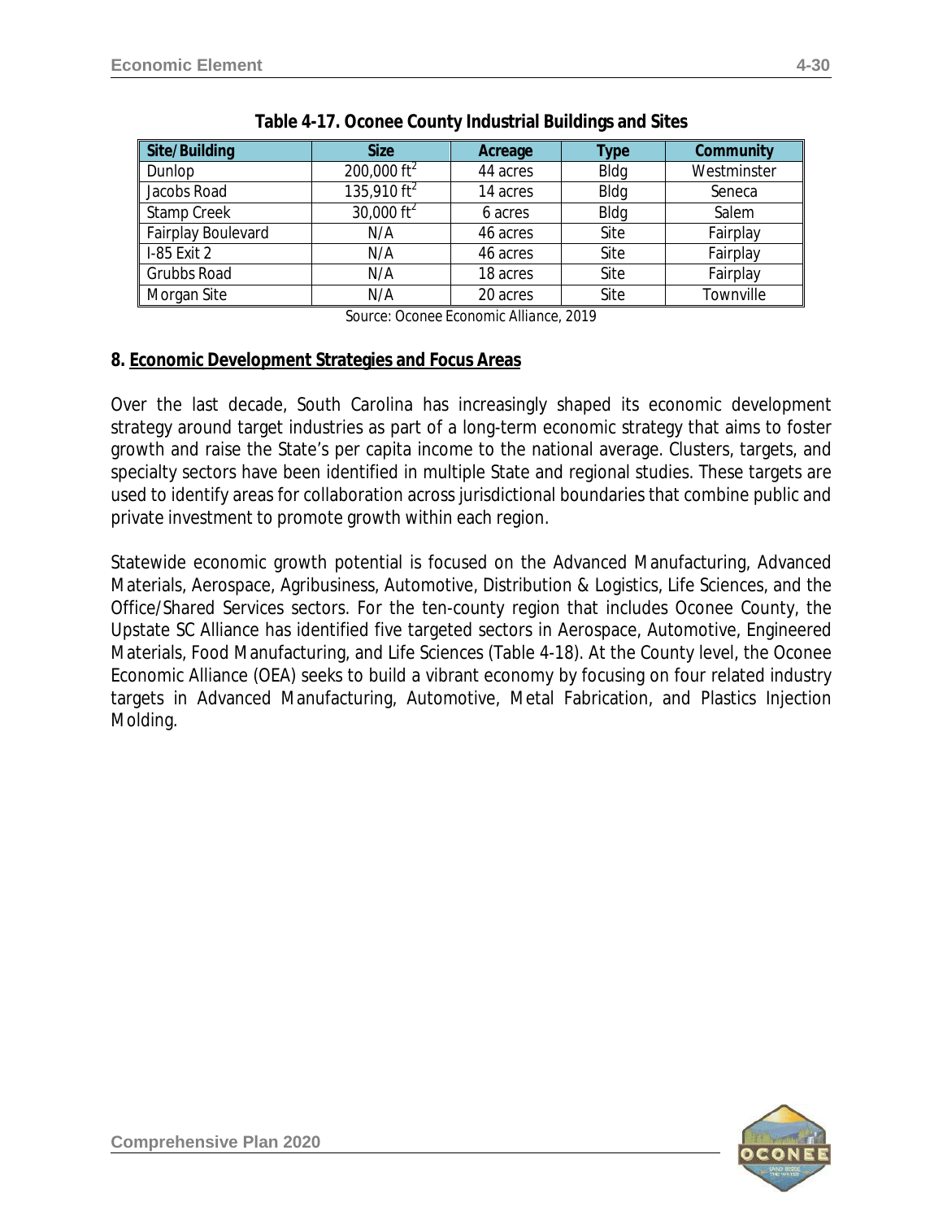**Table 4-17. Oconee County Industrial Buildings and Sites**

| Site/Building | Size | Acreage | Type | Community |
|---|---|---|---|---|
| Dunlop | 200,000 $ft^2$ | 44 acres | Bldg | Westminster |
| Jacobs Road | 135,910 $ft^2$ | 14 acres | Bldg | Seneca |
| Stamp Creek | 30,000 $ft^2$ | 6 acres | Bldg | Salem |
| Fairplay Boulevard | N/A | 46 acres | Site | Fairplay |
| I-85 Exit 2 | N/A | 46 acres | Site | Fairplay |
| Grubbs Road | N/A | 18 acres | Site | Fairplay |
| Morgan Site | N/A | 20 acres | Site | Townville |

Source: Oconee Economic Alliance, 2019

## 8. Economic Development Strategies and Focus Areas

Over the last decade, South Carolina has increasingly shaped its economic development strategy around target industries as part of a long-term economic strategy that aims to foster growth and raise the State's per capita income to the national average. Clusters, targets, and specialty sectors have been identified in multiple State and regional studies. These targets are used to identify areas for collaboration across jurisdictional boundaries that combine public and private investment to promote growth within each region.

Statewide economic growth potential is focused on the Advanced Manufacturing, Advanced Materials, Aerospace, Agribusiness, Automotive, Distribution & Logistics, Life Sciences, and the Office/Shared Services sectors. For the ten-county region that includes Oconee County, the Upstate SC Alliance has identified five targeted sectors in Aerospace, Automotive, Engineered Materials, Food Manufacturing, and Life Sciences (Table 4-18). At the County level, the Oconee Economic Alliance (OEA) seeks to build a vibrant economy by focusing on four related industry targets in Advanced Manufacturing, Automotive, Metal Fabrication, and Plastics Injection Molding.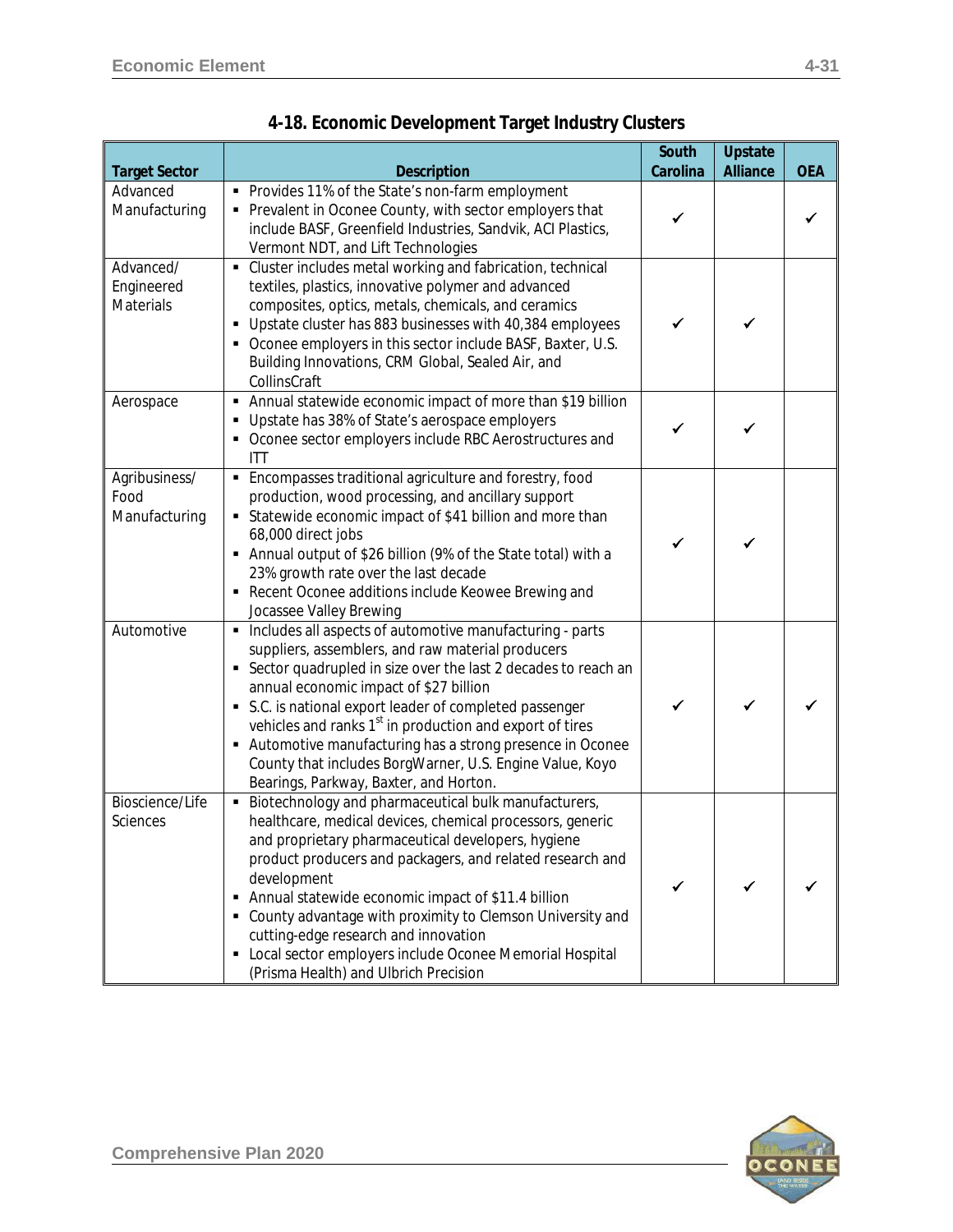## 4-18. Economic Development Target Industry Clusters

| Target Sector | Description | South Carolina | Upstate Alliance | OEA |
|---|---|---|---|---|
| Advanced Manufacturing | ▪ Provides 11% of the State's non-farm employment<br>▪ Prevalent in Oconee County, with sector employers that include BASF, Greenfield Industries, Sandvik, ACI Plastics, Vermont NDT, and Lift Technologies | ✓ | | ✓ |
| Advanced/ Engineered Materials | ▪ Cluster includes metal working and fabrication, technical textiles, plastics, innovative polymer and advanced composites, optics, metals, chemicals, and ceramics<br>▪ Upstate cluster has 883 businesses with 40,384 employees<br>▪ Oconee employers in this sector include BASF, Baxter, U.S. Building Innovations, CRM Global, Sealed Air, and CollinsCraft | ✓ | ✓ | |
| Aerospace | ▪ Annual statewide economic impact of more than $19 billion<br>▪ Upstate has 38% of State's aerospace employers<br>▪ Oconee sector employers include RBC Aerostructures and ITT | ✓ | ✓ | |
| Agribusiness/ Food Manufacturing | ▪ Encompasses traditional agriculture and forestry, food production, wood processing, and ancillary support<br>▪ Statewide economic impact of $41 billion and more than 68,000 direct jobs<br>▪ Annual output of $26 billion (9% of the State total) with a 23% growth rate over the last decade<br>▪ Recent Oconee additions include Keowee Brewing and Jocassee Valley Brewing | ✓ | ✓ | |
| Automotive | ▪ Includes all aspects of automotive manufacturing - parts suppliers, assemblers, and raw material producers<br>▪ Sector quadrupled in size over the last 2 decades to reach an annual economic impact of $27 billion<br>▪ S.C. is national export leader of completed passenger vehicles and ranks 1st in production and export of tires<br>▪ Automotive manufacturing has a strong presence in Oconee County that includes BorgWarner, U.S. Engine Value, Koyo Bearings, Parkway, Baxter, and Horton. | ✓ | ✓ | ✓ |
| Bioscience/Life Sciences | ▪ Biotechnology and pharmaceutical bulk manufacturers, healthcare, medical devices, chemical processors, generic and proprietary pharmaceutical developers, hygiene product producers and packagers, and related research and development<br>▪ Annual statewide economic impact of $11.4 billion<br>▪ County advantage with proximity to Clemson University and cutting-edge research and innovation<br>▪ Local sector employers include Oconee Memorial Hospital (Prisma Health) and Ulbrich Precision | ✓ | ✓ | ✓ |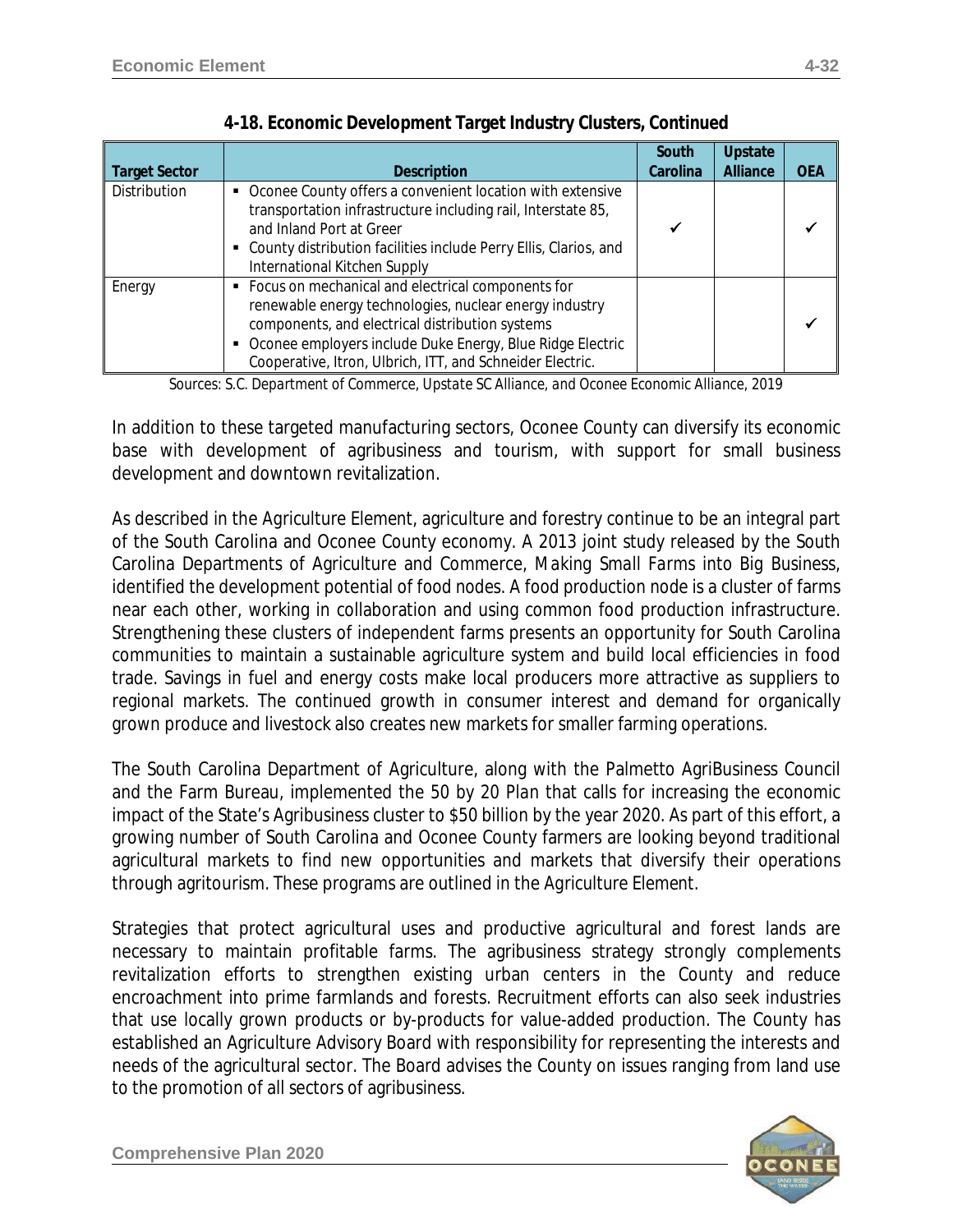**4-18. Economic Development Target Industry Clusters, Continued**

| Target Sector | Description | South Carolina | Upstate Alliance | OEA |
|---|---|---|---|---|
| Distribution | ▪ Oconee County offers a convenient location with extensive transportation infrastructure including rail, Interstate 85, and Inland Port at Greer<br>▪ County distribution facilities include Perry Ellis, Clarios, and International Kitchen Supply | ✓ | | ✓ |
| Energy | ▪ Focus on mechanical and electrical components for renewable energy technologies, nuclear energy industry components, and electrical distribution systems<br>▪ Oconee employers include Duke Energy, Blue Ridge Electric Cooperative, Itron, Ulbrich, ITT, and Schneider Electric. | | | ✓ |

*Sources: S.C. Department of Commerce, Upstate SC Alliance, and Oconee Economic Alliance, 2019*

In addition to these targeted manufacturing sectors, Oconee County can diversify its economic base with development of agribusiness and tourism, with support for small business development and downtown revitalization.

As described in the Agriculture Element, agriculture and forestry continue to be an integral part of the South Carolina and Oconee County economy. A 2013 joint study released by the South Carolina Departments of Agriculture and Commerce, *Making Small Farms into Big Business*, identified the development potential of food nodes. A food production node is a cluster of farms near each other, working in collaboration and using common food production infrastructure. Strengthening these clusters of independent farms presents an opportunity for South Carolina communities to maintain a sustainable agriculture system and build local efficiencies in food trade. Savings in fuel and energy costs make local producers more attractive as suppliers to regional markets. The continued growth in consumer interest and demand for organically grown produce and livestock also creates new markets for smaller farming operations.

The South Carolina Department of Agriculture, along with the Palmetto AgriBusiness Council and the Farm Bureau, implemented the *50 by 20 Plan* that calls for increasing the economic impact of the State's Agribusiness cluster to $50 billion by the year 2020. As part of this effort, a growing number of South Carolina and Oconee County farmers are looking beyond traditional agricultural markets to find new opportunities and markets that diversify their operations through agritourism. These programs are outlined in the Agriculture Element.

Strategies that protect agricultural uses and productive agricultural and forest lands are necessary to maintain profitable farms. The agribusiness strategy strongly complements revitalization efforts to strengthen existing urban centers in the County and reduce encroachment into prime farmlands and forests. Recruitment efforts can also seek industries that use locally grown products or by-products for value-added production. The County has established an Agriculture Advisory Board with responsibility for representing the interests and needs of the agricultural sector. The Board advises the County on issues ranging from land use to the promotion of all sectors of agribusiness.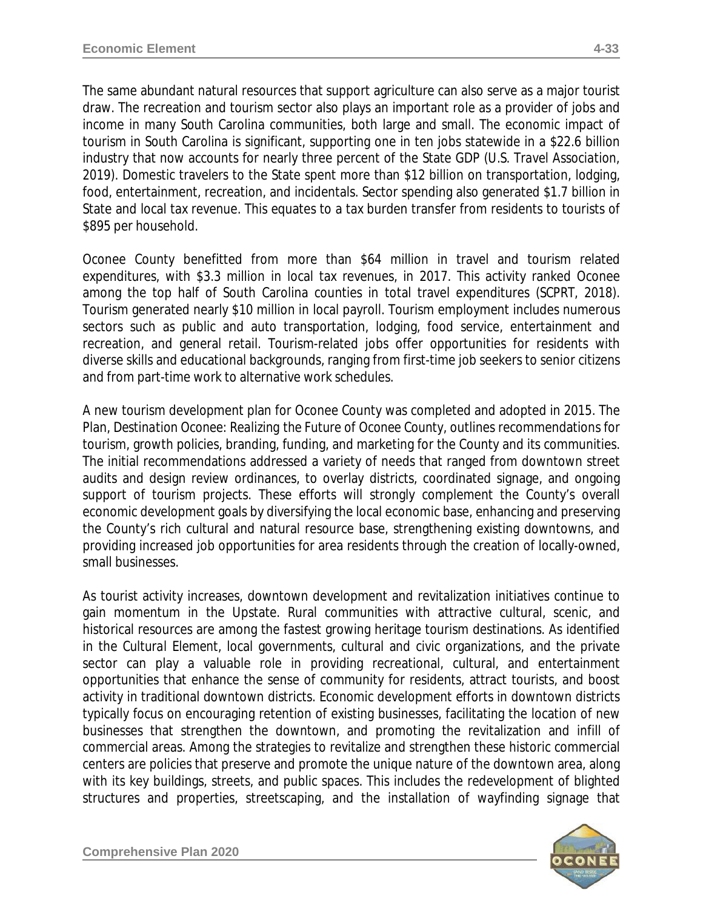The same abundant natural resources that support agriculture can also serve as a major tourist draw. The recreation and tourism sector also plays an important role as a provider of jobs and income in many South Carolina communities, both large and small. The economic impact of tourism in South Carolina is significant, supporting one in ten jobs statewide in a $22.6 billion industry that now accounts for nearly three percent of the State GDP (U.S. Travel Association, 2019). Domestic travelers to the State spent more than $12 billion on transportation, lodging, food, entertainment, recreation, and incidentals. Sector spending also generated $1.7 billion in State and local tax revenue. This equates to a tax burden transfer from residents to tourists of $895 per household.

Oconee County benefitted from more than $64 million in travel and tourism related expenditures, with $3.3 million in local tax revenues, in 2017. This activity ranked Oconee among the top half of South Carolina counties in total travel expenditures (SCPRT, 2018). Tourism generated nearly $10 million in local payroll. Tourism employment includes numerous sectors such as public and auto transportation, lodging, food service, entertainment and recreation, and general retail. Tourism-related jobs offer opportunities for residents with diverse skills and educational backgrounds, ranging from first-time job seekers to senior citizens and from part-time work to alternative work schedules.

A new tourism development plan for Oconee County was completed and adopted in 2015. The Plan, *Destination Oconee: Realizing the Future of Oconee County*, outlines recommendations for tourism, growth policies, branding, funding, and marketing for the County and its communities. The initial recommendations addressed a variety of needs that ranged from downtown street audits and design review ordinances, to overlay districts, coordinated signage, and ongoing support of tourism projects. These efforts will strongly complement the County's overall economic development goals by diversifying the local economic base, enhancing and preserving the County's rich cultural and natural resource base, strengthening existing downtowns, and providing increased job opportunities for area residents through the creation of locally-owned, small businesses.

As tourist activity increases, downtown development and revitalization initiatives continue to gain momentum in the Upstate. Rural communities with attractive cultural, scenic, and historical resources are among the fastest growing heritage tourism destinations. As identified in the *Cultural Element*, local governments, cultural and civic organizations, and the private sector can play a valuable role in providing recreational, cultural, and entertainment opportunities that enhance the sense of community for residents, attract tourists, and boost activity in traditional downtown districts. Economic development efforts in downtown districts typically focus on encouraging retention of existing businesses, facilitating the location of new businesses that strengthen the downtown, and promoting the revitalization and infill of commercial areas. Among the strategies to revitalize and strengthen these historic commercial centers are policies that preserve and promote the unique nature of the downtown area, along with its key buildings, streets, and public spaces. This includes the redevelopment of blighted structures and properties, streetscaping, and the installation of wayfinding signage that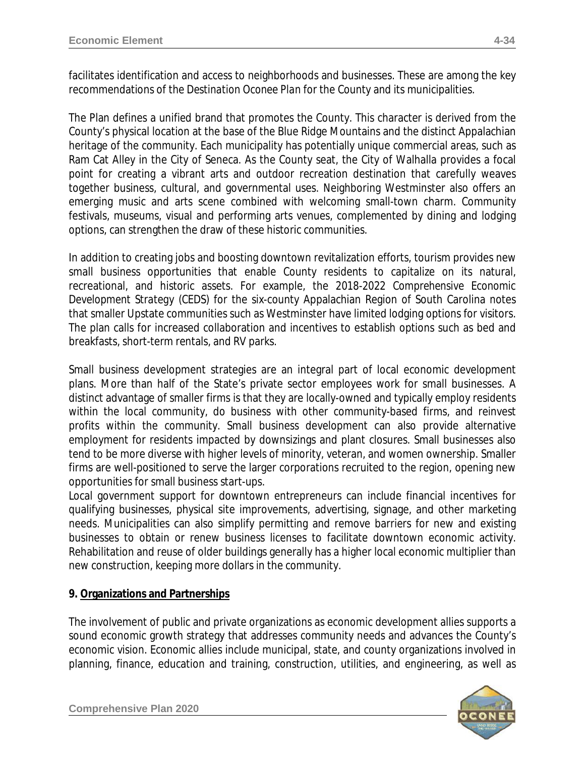facilitates identification and access to neighborhoods and businesses. These are among the key recommendations of the *Destination Oconee Plan* for the County and its municipalities.

The Plan defines a unified brand that promotes the County. This character is derived from the County's physical location at the base of the Blue Ridge Mountains and the distinct Appalachian heritage of the community. Each municipality has potentially unique commercial areas, such as Ram Cat Alley in the City of Seneca. As the County seat, the City of Walhalla provides a focal point for creating a vibrant arts and outdoor recreation destination that carefully weaves together business, cultural, and governmental uses. Neighboring Westminster also offers an emerging music and arts scene combined with welcoming small-town charm. Community festivals, museums, visual and performing arts venues, complemented by dining and lodging options, can strengthen the draw of these historic communities.

In addition to creating jobs and boosting downtown revitalization efforts, tourism provides new small business opportunities that enable County residents to capitalize on its natural, recreational, and historic assets. For example, the 2018-2022 Comprehensive Economic Development Strategy (CEDS) for the six-county Appalachian Region of South Carolina notes that smaller Upstate communities such as Westminster have limited lodging options for visitors. The plan calls for increased collaboration and incentives to establish options such as bed and breakfasts, short-term rentals, and RV parks.

Small business development strategies are an integral part of local economic development plans. More than half of the State's private sector employees work for small businesses. A distinct advantage of smaller firms is that they are locally-owned and typically employ residents within the local community, do business with other community-based firms, and reinvest profits within the community. Small business development can also provide alternative employment for residents impacted by downsizings and plant closures. Small businesses also tend to be more diverse with higher levels of minority, veteran, and women ownership. Smaller firms are well-positioned to serve the larger corporations recruited to the region, opening new opportunities for small business start-ups.

Local government support for downtown entrepreneurs can include financial incentives for qualifying businesses, physical site improvements, advertising, signage, and other marketing needs. Municipalities can also simplify permitting and remove barriers for new and existing businesses to obtain or renew business licenses to facilitate downtown economic activity. Rehabilitation and reuse of older buildings generally has a higher local economic multiplier than new construction, keeping more dollars in the community.

### 9. Organizations and Partnerships

The involvement of public and private organizations as economic development allies supports a sound economic growth strategy that addresses community needs and advances the County's economic vision. Economic allies include municipal, state, and county organizations involved in planning, finance, education and training, construction, utilities, and engineering, as well as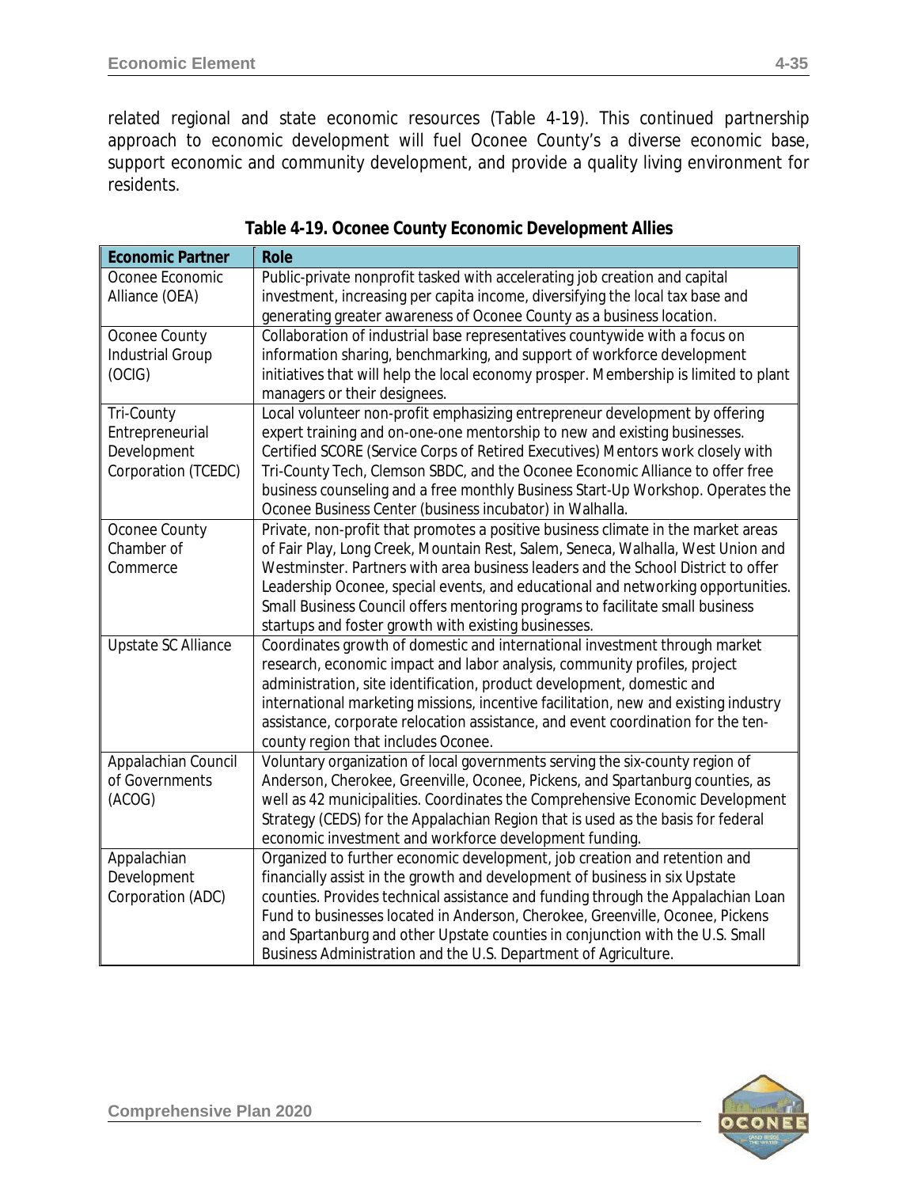related regional and state economic resources (Table 4-19). This continued partnership approach to economic development will fuel Oconee County's a diverse economic base, support economic and community development, and provide a quality living environment for residents.

**Table 4-19. Oconee County Economic Development Allies**

| Economic Partner | Role |
|---|---|
| Oconee Economic Alliance (OEA) | Public-private nonprofit tasked with accelerating job creation and capital investment, increasing per capita income, diversifying the local tax base and generating greater awareness of Oconee County as a business location. |
| Oconee County Industrial Group (OCIG) | Collaboration of industrial base representatives countywide with a focus on information sharing, benchmarking, and support of workforce development initiatives that will help the local economy prosper. Membership is limited to plant managers or their designees. |
| Tri-County Entrepreneurial Development Corporation (TCEDC) | Local volunteer non-profit emphasizing entrepreneur development by offering expert training and on-one-one mentorship to new and existing businesses. Certified SCORE (Service Corps of Retired Executives) Mentors work closely with Tri-County Tech, Clemson SBDC, and the Oconee Economic Alliance to offer free business counseling and a free monthly Business Start-Up Workshop. Operates the Oconee Business Center (business incubator) in Walhalla. |
| Oconee County Chamber of Commerce | Private, non-profit that promotes a positive business climate in the market areas of Fair Play, Long Creek, Mountain Rest, Salem, Seneca, Walhalla, West Union and Westminster. Partners with area business leaders and the School District to offer Leadership Oconee, special events, and educational and networking opportunities. Small Business Council offers mentoring programs to facilitate small business startups and foster growth with existing businesses. |
| Upstate SC Alliance | Coordinates growth of domestic and international investment through market research, economic impact and labor analysis, community profiles, project administration, site identification, product development, domestic and international marketing missions, incentive facilitation, new and existing industry assistance, corporate relocation assistance, and event coordination for the ten-county region that includes Oconee. |
| Appalachian Council of Governments (ACOG) | Voluntary organization of local governments serving the six-county region of Anderson, Cherokee, Greenville, Oconee, Pickens, and Spartanburg counties, as well as 42 municipalities. Coordinates the Comprehensive Economic Development Strategy (CEDS) for the Appalachian Region that is used as the basis for federal economic investment and workforce development funding. |
| Appalachian Development Corporation (ADC) | Organized to further economic development, job creation and retention and financially assist in the growth and development of business in six Upstate counties. Provides technical assistance and funding through the Appalachian Loan Fund to businesses located in Anderson, Cherokee, Greenville, Oconee, Pickens and Spartanburg and other Upstate counties in conjunction with the U.S. Small Business Administration and the U.S. Department of Agriculture. |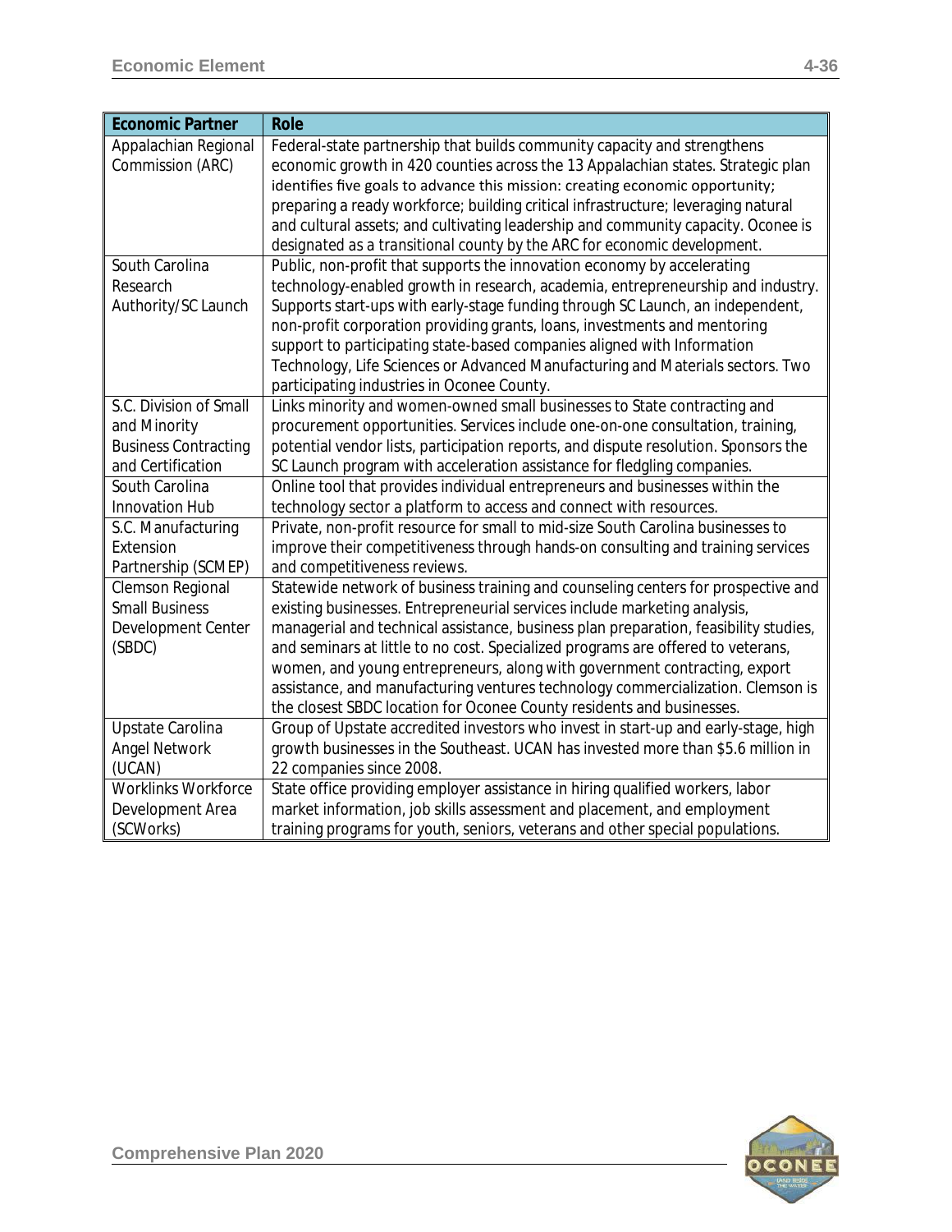| Economic Partner | Role |
| --- | --- |
| Appalachian Regional Commission (ARC) | Federal-state partnership that builds community capacity and strengthens economic growth in 420 counties across the 13 Appalachian states. Strategic plan identifies five goals to advance this mission: creating economic opportunity; preparing a ready workforce; building critical infrastructure; leveraging natural and cultural assets; and cultivating leadership and community capacity. Oconee is designated as a transitional county by the ARC for economic development. |
| South Carolina Research Authority/SC Launch | Public, non-profit that supports the innovation economy by accelerating technology-enabled growth in research, academia, entrepreneurship and industry. Supports start-ups with early-stage funding through SC Launch, an independent, non-profit corporation providing grants, loans, investments and mentoring support to participating state-based companies aligned with Information Technology, Life Sciences or Advanced Manufacturing and Materials sectors. Two participating industries in Oconee County. |
| S.C. Division of Small and Minority Business Contracting and Certification | Links minority and women-owned small businesses to State contracting and procurement opportunities. Services include one-on-one consultation, training, potential vendor lists, participation reports, and dispute resolution. Sponsors the SC Launch program with acceleration assistance for fledgling companies. |
| South Carolina Innovation Hub | Online tool that provides individual entrepreneurs and businesses within the technology sector a platform to access and connect with resources. |
| S.C. Manufacturing Extension Partnership (SCMEP) | Private, non-profit resource for small to mid-size South Carolina businesses to improve their competitiveness through hands-on consulting and training services and competitiveness reviews. |
| Clemson Regional Small Business Development Center (SBDC) | Statewide network of business training and counseling centers for prospective and existing businesses. Entrepreneurial services include marketing analysis, managerial and technical assistance, business plan preparation, feasibility studies, and seminars at little to no cost. Specialized programs are offered to veterans, women, and young entrepreneurs, along with government contracting, export assistance, and manufacturing ventures technology commercialization. Clemson is the closest SBDC location for Oconee County residents and businesses. |
| Upstate Carolina Angel Network (UCAN) | Group of Upstate accredited investors who invest in start-up and early-stage, high growth businesses in the Southeast. UCAN has invested more than $5.6 million in 22 companies since 2008. |
| Worklinks Workforce Development Area (SCWorks) | State office providing employer assistance in hiring qualified workers, labor market information, job skills assessment and placement, and employment training programs for youth, seniors, veterans and other special populations. |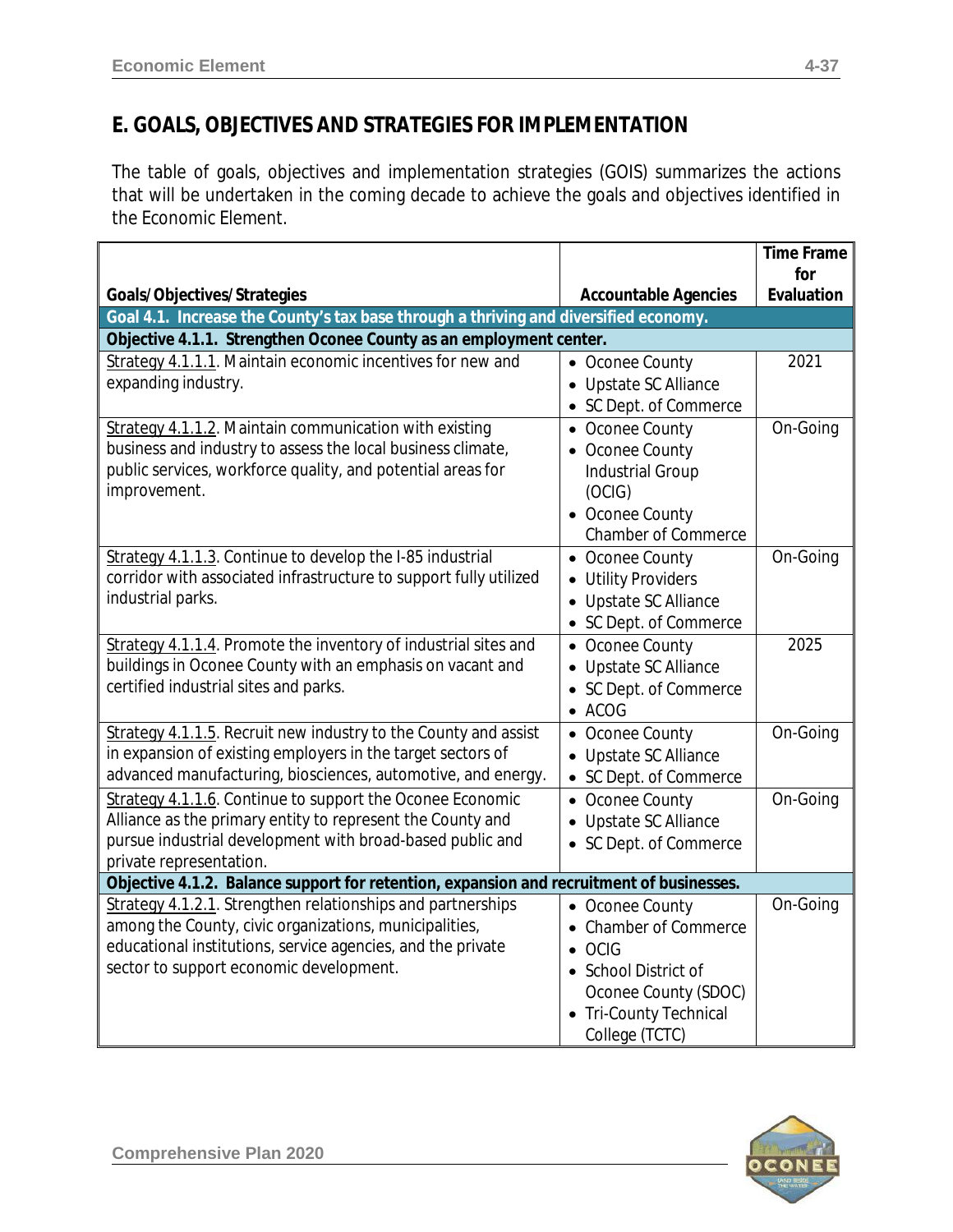## E. GOALS, OBJECTIVES AND STRATEGIES FOR IMPLEMENTATION

The table of goals, objectives and implementation strategies (GOIS) summarizes the actions that will be undertaken in the coming decade to achieve the goals and objectives identified in the Economic Element.

| Goals/Objectives/Strategies | Accountable Agencies | Time Frame for Evaluation |
|---|---|---|
| **Goal 4.1. Increase the County's tax base through a thriving and diversified economy.** | | |
| **Objective 4.1.1. Strengthen Oconee County as an employment center.** | | |
| Strategy 4.1.1.1. Maintain economic incentives for new and expanding industry. | • Oconee County<br>• Upstate SC Alliance<br>• SC Dept. of Commerce | 2021 |
| Strategy 4.1.1.2. Maintain communication with existing business and industry to assess the local business climate, public services, workforce quality, and potential areas for improvement. | • Oconee County<br>• Oconee County Industrial Group (OCIG)<br>• Oconee County Chamber of Commerce | On-Going |
| Strategy 4.1.1.3. Continue to develop the I-85 industrial corridor with associated infrastructure to support fully utilized industrial parks. | • Oconee County<br>• Utility Providers<br>• Upstate SC Alliance<br>• SC Dept. of Commerce | On-Going |
| Strategy 4.1.1.4. Promote the inventory of industrial sites and buildings in Oconee County with an emphasis on vacant and certified industrial sites and parks. | • Oconee County<br>• Upstate SC Alliance<br>• SC Dept. of Commerce<br>• ACOG | 2025 |
| Strategy 4.1.1.5. Recruit new industry to the County and assist in expansion of existing employers in the target sectors of advanced manufacturing, biosciences, automotive, and energy. | • Oconee County<br>• Upstate SC Alliance<br>• SC Dept. of Commerce | On-Going |
| Strategy 4.1.1.6. Continue to support the Oconee Economic Alliance as the primary entity to represent the County and pursue industrial development with broad-based public and private representation. | • Oconee County<br>• Upstate SC Alliance<br>• SC Dept. of Commerce | On-Going |
| **Objective 4.1.2. Balance support for retention, expansion and recruitment of businesses.** | | |
| Strategy 4.1.2.1. Strengthen relationships and partnerships among the County, civic organizations, municipalities, educational institutions, service agencies, and the private sector to support economic development. | • Oconee County<br>• Chamber of Commerce<br>• OCIG<br>• School District of Oconee County (SDOC)<br>• Tri-County Technical College (TCTC) | On-Going |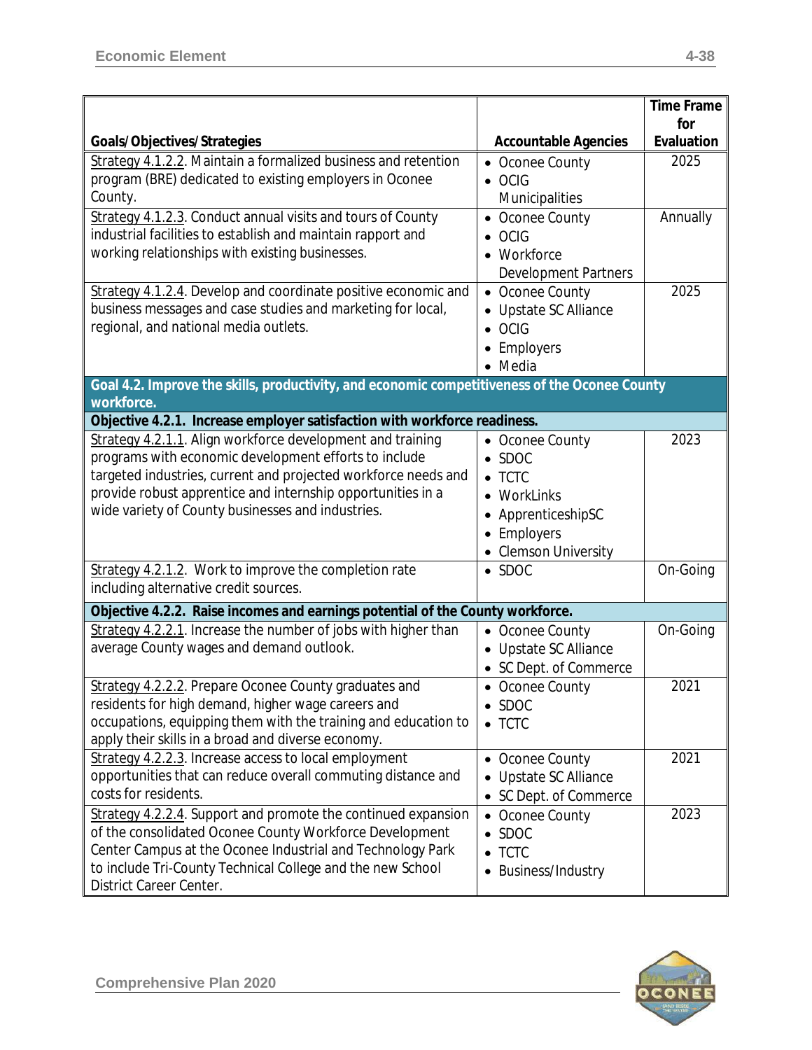| Goals/Objectives/Strategies | Accountable Agencies | Time Frame for Evaluation |
|---|---|---|
| Strategy 4.1.2.2. Maintain a formalized business and retention program (BRE) dedicated to existing employers in Oconee County. | • Oconee County<br>• OCIG Municipalities | 2025 |
| Strategy 4.1.2.3. Conduct annual visits and tours of County industrial facilities to establish and maintain rapport and working relationships with existing businesses. | • Oconee County<br>• OCIG<br>• Workforce Development Partners | Annually |
| Strategy 4.1.2.4. Develop and coordinate positive economic and business messages and case studies and marketing for local, regional, and national media outlets. | • Oconee County<br>• Upstate SC Alliance<br>• OCIG<br>• Employers<br>• Media | 2025 |
| **Goal 4.2. Improve the skills, productivity, and economic competitiveness of the Oconee County workforce.** | | |
| **Objective 4.2.1. Increase employer satisfaction with workforce readiness.** | | |
| Strategy 4.2.1.1. Align workforce development and training programs with economic development efforts to include targeted industries, current and projected workforce needs and provide robust apprentice and internship opportunities in a wide variety of County businesses and industries. | • Oconee County<br>• SDOC<br>• TCTC<br>• WorkLinks<br>• ApprenticeshipSC<br>• Employers<br>• Clemson University | 2023 |
| Strategy 4.2.1.2. Work to improve the completion rate including alternative credit sources. | • SDOC | On-Going |
| **Objective 4.2.2. Raise incomes and earnings potential of the County workforce.** | | |
| Strategy 4.2.2.1. Increase the number of jobs with higher than average County wages and demand outlook. | • Oconee County<br>• Upstate SC Alliance<br>• SC Dept. of Commerce | On-Going |
| Strategy 4.2.2.2. Prepare Oconee County graduates and residents for high demand, higher wage careers and occupations, equipping them with the training and education to apply their skills in a broad and diverse economy. | • Oconee County<br>• SDOC<br>• TCTC | 2021 |
| Strategy 4.2.2.3. Increase access to local employment opportunities that can reduce overall commuting distance and costs for residents. | • Oconee County<br>• Upstate SC Alliance<br>• SC Dept. of Commerce | 2021 |
| Strategy 4.2.2.4. Support and promote the continued expansion of the consolidated Oconee County Workforce Development Center Campus at the Oconee Industrial and Technology Park to include Tri-County Technical College and the new School District Career Center. | • Oconee County<br>• SDOC<br>• TCTC<br>• Business/Industry | 2023 |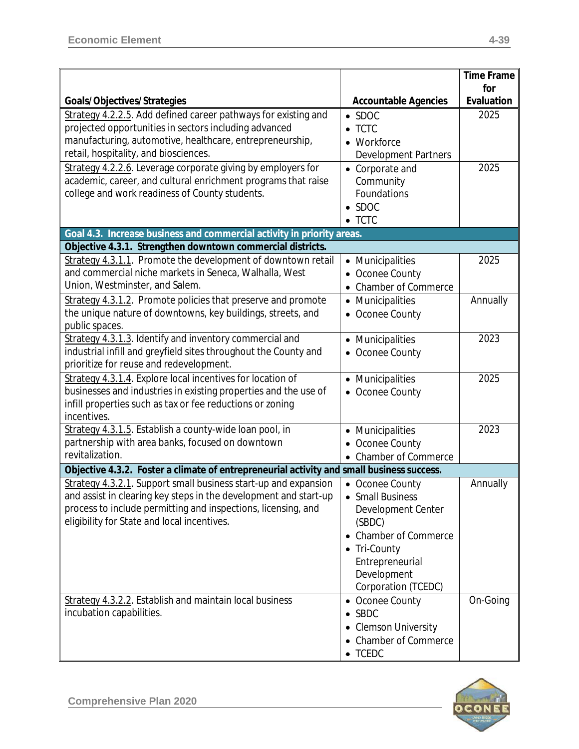| Goals/Objectives/Strategies | Accountable Agencies | Time Frame for Evaluation |
|---|---|---|
| Strategy 4.2.2.5. Add defined career pathways for existing and projected opportunities in sectors including advanced manufacturing, automotive, healthcare, entrepreneurship, retail, hospitality, and biosciences. | • SDOC<br>• TCTC<br>• Workforce Development Partners | 2025 |
| Strategy 4.2.2.6. Leverage corporate giving by employers for academic, career, and cultural enrichment programs that raise college and work readiness of County students. | • Corporate and Community Foundations<br>• SDOC<br>• TCTC | 2025 |
| **Goal 4.3. Increase business and commercial activity in priority areas.** | | |
| **Objective 4.3.1. Strengthen downtown commercial districts.** | | |
| Strategy 4.3.1.1. Promote the development of downtown retail and commercial niche markets in Seneca, Walhalla, West Union, Westminster, and Salem. | • Municipalities<br>• Oconee County<br>• Chamber of Commerce | 2025 |
| Strategy 4.3.1.2. Promote policies that preserve and promote the unique nature of downtowns, key buildings, streets, and public spaces. | • Municipalities<br>• Oconee County | Annually |
| Strategy 4.3.1.3. Identify and inventory commercial and industrial infill and greyfield sites throughout the County and prioritize for reuse and redevelopment. | • Municipalities<br>• Oconee County | 2023 |
| Strategy 4.3.1.4. Explore local incentives for location of businesses and industries in existing properties and the use of infill properties such as tax or fee reductions or zoning incentives. | • Municipalities<br>• Oconee County | 2025 |
| Strategy 4.3.1.5. Establish a county-wide loan pool, in partnership with area banks, focused on downtown revitalization. | • Municipalities<br>• Oconee County<br>• Chamber of Commerce | 2023 |
| **Objective 4.3.2. Foster a climate of entrepreneurial activity and small business success.** | | |
| Strategy 4.3.2.1. Support small business start-up and expansion and assist in clearing key steps in the development and start-up process to include permitting and inspections, licensing, and eligibility for State and local incentives. | • Oconee County<br>• Small Business Development Center (SBDC)<br>• Chamber of Commerce<br>• Tri-County Entrepreneurial Development Corporation (TCEDC) | Annually |
| Strategy 4.3.2.2. Establish and maintain local business incubation capabilities. | • Oconee County<br>• SBDC<br>• Clemson University<br>• Chamber of Commerce<br>• TCEDC | On-Going |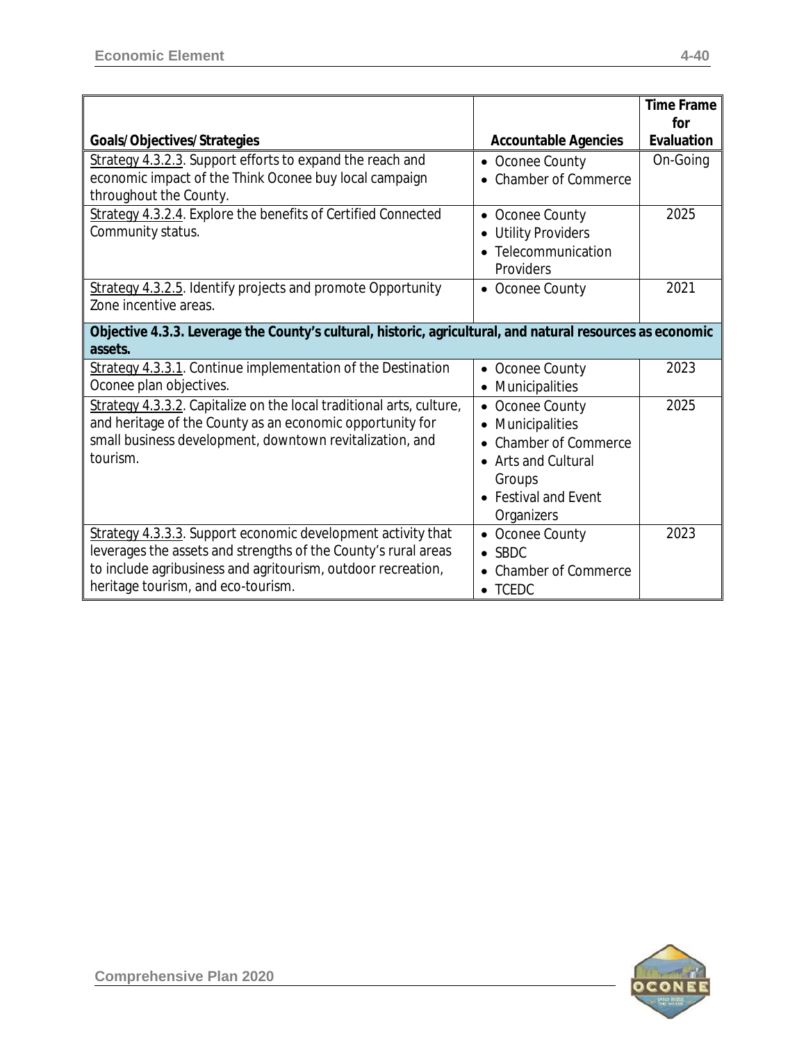| Goals/Objectives/Strategies | Accountable Agencies | Time Frame for Evaluation |
|---|---|---|
| Strategy 4.3.2.3. Support efforts to expand the reach and economic impact of the Think Oconee buy local campaign throughout the County. | • Oconee County<br>• Chamber of Commerce | On-Going |
| Strategy 4.3.2.4. Explore the benefits of Certified Connected Community status. | • Oconee County<br>• Utility Providers<br>• Telecommunication Providers | 2025 |
| Strategy 4.3.2.5. Identify projects and promote Opportunity Zone incentive areas. | • Oconee County | 2021 |
| **Objective 4.3.3. Leverage the County's cultural, historic, agricultural, and natural resources as economic assets.** | | |
| Strategy 4.3.3.1. Continue implementation of the Destination Oconee plan objectives. | • Oconee County<br>• Municipalities | 2023 |
| Strategy 4.3.3.2. Capitalize on the local traditional arts, culture, and heritage of the County as an economic opportunity for small business development, downtown revitalization, and tourism. | • Oconee County<br>• Municipalities<br>• Chamber of Commerce<br>• Arts and Cultural Groups<br>• Festival and Event Organizers | 2025 |
| Strategy 4.3.3.3. Support economic development activity that leverages the assets and strengths of the County's rural areas to include agribusiness and agritourism, outdoor recreation, heritage tourism, and eco-tourism. | • Oconee County<br>• SBDC<br>• Chamber of Commerce<br>• TCEDC | 2023 |